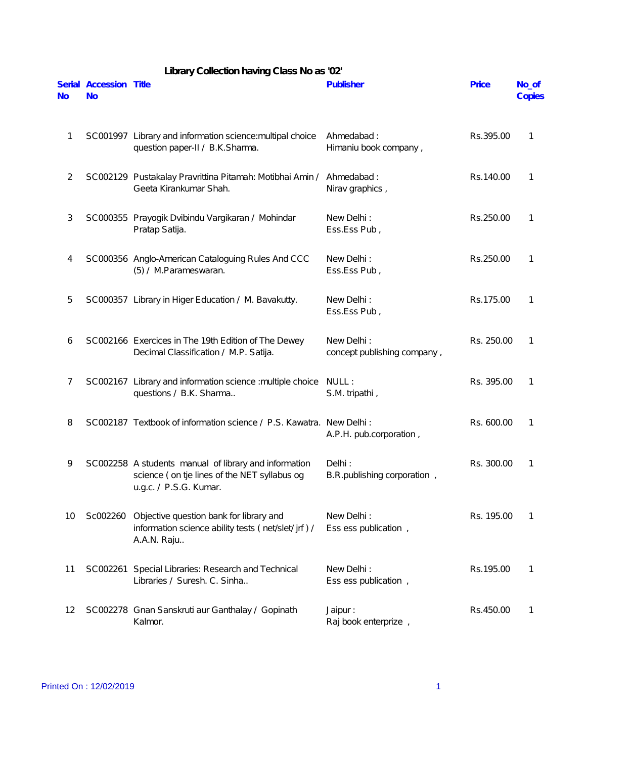# Library Collection having Class No as '02'

| Serial No | Accession No | Title | Publisher | Price | No_of Copies |
|---|---|---|---|---|---|
| 1 | SC001997 | Library and information science:multipal choice question paper-II / B.K.Sharma. | Ahmedabad : Himaniu book company , | Rs.395.00 | 1 |
| 2 | SC002129 | Pustakalay Pravrittina Pitamah: Motibhai Amin / Geeta Kirankumar Shah. | Ahmedabad : Nirav graphics , | Rs.140.00 | 1 |
| 3 | SC000355 | Prayogik Dvibindu Vargikaran / Mohindar Pratap Satija. | New Delhi : Ess.Ess Pub , | Rs.250.00 | 1 |
| 4 | SC000356 | Anglo-American Cataloguing Rules And CCC (5) / M.Parameswaran. | New Delhi : Ess.Ess Pub , | Rs.250.00 | 1 |
| 5 | SC000357 | Library in Higer Education / M. Bavakutty. | New Delhi : Ess.Ess Pub , | Rs.175.00 | 1 |
| 6 | SC002166 | Exercices in The 19th Edition of The Dewey Decimal Classification / M.P. Satija. | New Delhi : concept publishing company , | Rs. 250.00 | 1 |
| 7 | SC002167 | Library and information science :multiple choice questions / B.K. Sharma.. | NULL : S.M. tripathi , | Rs. 395.00 | 1 |
| 8 | SC002187 | Textbook of information science / P.S. Kawatra. | New Delhi : A.P.H. pub.corporation , | Rs. 600.00 | 1 |
| 9 | SC002258 | A students manual of library and information science ( on tje lines of the NET syllabus og u.g.c. / P.S.G. Kumar. | Delhi : B.R.publishing corporation , | Rs. 300.00 | 1 |
| 10 | Sc002260 | Objective question bank for library and information science ability tests ( net/slet/ jrf ) / A.A.N. Raju.. | New Delhi : Ess ess publication , | Rs. 195.00 | 1 |
| 11 | SC002261 | Special Libraries: Research and Technical Libraries / Suresh. C. Sinha.. | New Delhi : Ess ess publication , | Rs.195.00 | 1 |
| 12 | SC002278 | Gnan Sanskruti aur Ganthalay / Gopinath Kalmor. | Jaipur : Raj book enterprize , | Rs.450.00 | 1 |

Printed On : 12/02/2019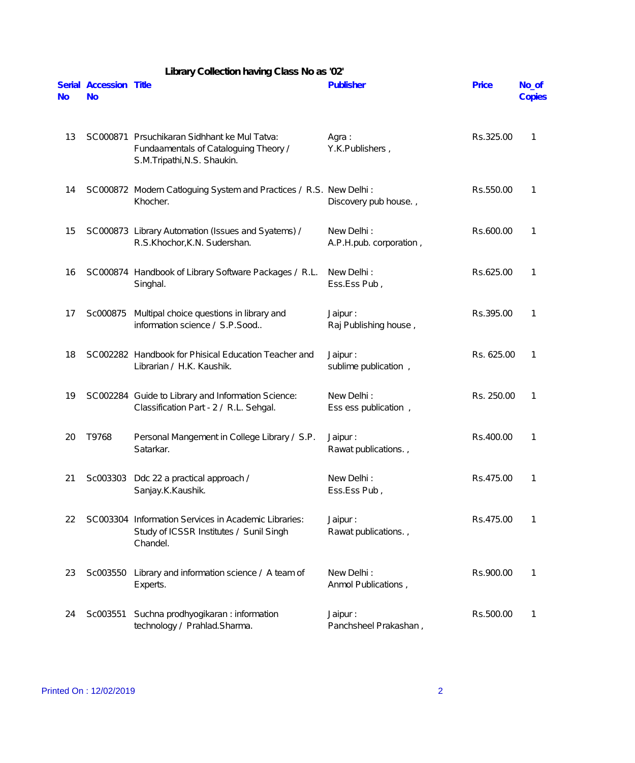## Library Collection having Class No as '02'

| Serial No | Accession No | Title | Publisher | Price | No_of Copies |
|---|---|---|---|---|---|
| 13 | SC000871 | Prsuchikaran Sidhhant ke Mul Tatva: Fundaamentals of Cataloguing Theory / S.M.Tripathi,N.S. Shaukin. | Agra : Y.K.Publishers , | Rs.325.00 | 1 |
| 14 | SC000872 | Modern Catloguing System and Practices / R.S. Khocher. | New Delhi : Discovery pub house. , | Rs.550.00 | 1 |
| 15 | SC000873 | Library Automation (Issues and Syatems) / R.S.Khochor,K.N. Sudershan. | New Delhi : A.P.H.pub. corporation , | Rs.600.00 | 1 |
| 16 | SC000874 | Handbook of Library Software Packages / R.L. Singhal. | New Delhi : Ess.Ess Pub , | Rs.625.00 | 1 |
| 17 | Sc000875 | Multipal choice questions in library and information science / S.P.Sood.. | Jaipur : Raj Publishing house , | Rs.395.00 | 1 |
| 18 | SC002282 | Handbook for Phisical Education Teacher and Librarian / H.K. Kaushik. | Jaipur : sublime publication , | Rs. 625.00 | 1 |
| 19 | SC002284 | Guide to Library and Information Science: Classification Part - 2 / R.L. Sehgal. | New Delhi : Ess ess publication , | Rs. 250.00 | 1 |
| 20 | T9768 | Personal Mangement in College Library / S.P. Satarkar. | Jaipur : Rawat publications. , | Rs.400.00 | 1 |
| 21 | Sc003303 | Ddc 22 a practical approach / Sanjay.K.Kaushik. | New Delhi : Ess.Ess Pub , | Rs.475.00 | 1 |
| 22 | SC003304 | Information Services in Academic Libraries: Study of ICSSR Institutes / Sunil Singh Chandel. | Jaipur : Rawat publications. , | Rs.475.00 | 1 |
| 23 | Sc003550 | Library and information science / A team of Experts. | New Delhi : Anmol Publications , | Rs.900.00 | 1 |
| 24 | Sc003551 | Suchna prodhyogikaran : information technology / Prahlad.Sharma. | Jaipur : Panchsheel Prakashan , | Rs.500.00 | 1 |

Printed On : 12/02/2019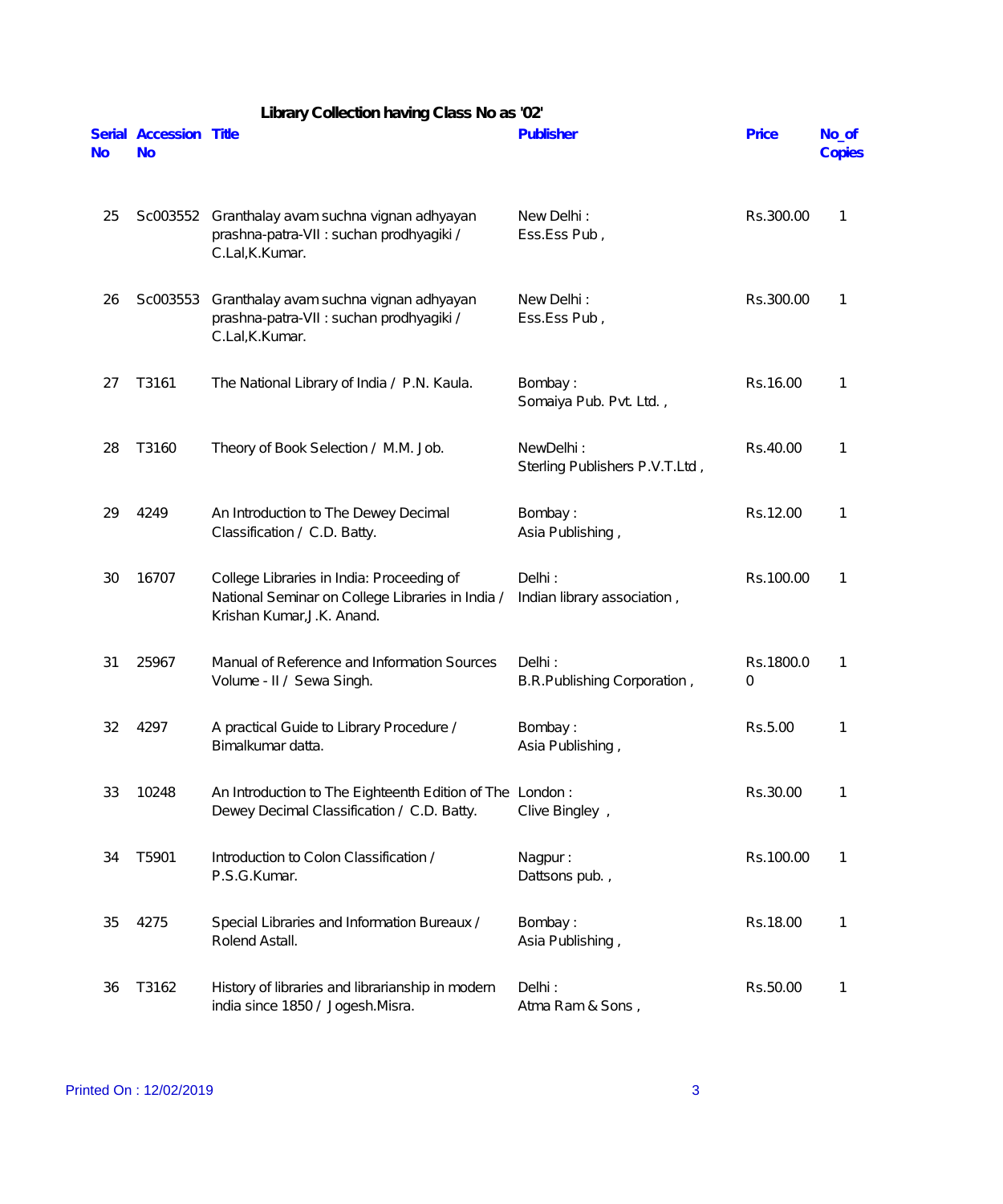## Library Collection having Class No as '02'

| Serial No | Accession No | Title | Publisher | Price | No_of Copies |
|---|---|---|---|---|---|
| 25 | Sc003552 | Granthalay avam suchna vignan adhyayan prashna-patra-VII : suchan prodhyagiki / C.Lal,K.Kumar. | New Delhi : Ess.Ess Pub , | Rs.300.00 | 1 |
| 26 | Sc003553 | Granthalay avam suchna vignan adhyayan prashna-patra-VII : suchan prodhyagiki / C.Lal,K.Kumar. | New Delhi : Ess.Ess Pub , | Rs.300.00 | 1 |
| 27 | T3161 | The National Library of India / P.N. Kaula. | Bombay : Somaiya Pub. Pvt. Ltd. , | Rs.16.00 | 1 |
| 28 | T3160 | Theory of Book Selection / M.M. Job. | NewDelhi : Sterling Publishers P.V.T.Ltd , | Rs.40.00 | 1 |
| 29 | 4249 | An Introduction to The Dewey Decimal Classification / C.D. Batty. | Bombay : Asia Publishing , | Rs.12.00 | 1 |
| 30 | 16707 | College Libraries in India: Proceeding of National Seminar on College Libraries in India / Krishan Kumar,J.K. Anand. | Delhi : Indian library association , | Rs.100.00 | 1 |
| 31 | 25967 | Manual of Reference and Information Sources Volume - II / Sewa Singh. | Delhi : B.R.Publishing Corporation , | Rs.1800.00 | 1 |
| 32 | 4297 | A practical Guide to Library Procedure / Bimalkumar datta. | Bombay : Asia Publishing , | Rs.5.00 | 1 |
| 33 | 10248 | An Introduction to The Eighteenth Edition of The Dewey Decimal Classification / C.D. Batty. | London : Clive Bingley , | Rs.30.00 | 1 |
| 34 | T5901 | Introduction to Colon Classification / P.S.G.Kumar. | Nagpur : Dattsons pub. , | Rs.100.00 | 1 |
| 35 | 4275 | Special Libraries and Information Bureaux / Rolend Astall. | Bombay : Asia Publishing , | Rs.18.00 | 1 |
| 36 | T3162 | History of libraries and librarianship in modern india since 1850 / Jogesh.Misra. | Delhi : Atma Ram & Sons , | Rs.50.00 | 1 |

Printed On : 12/02/2019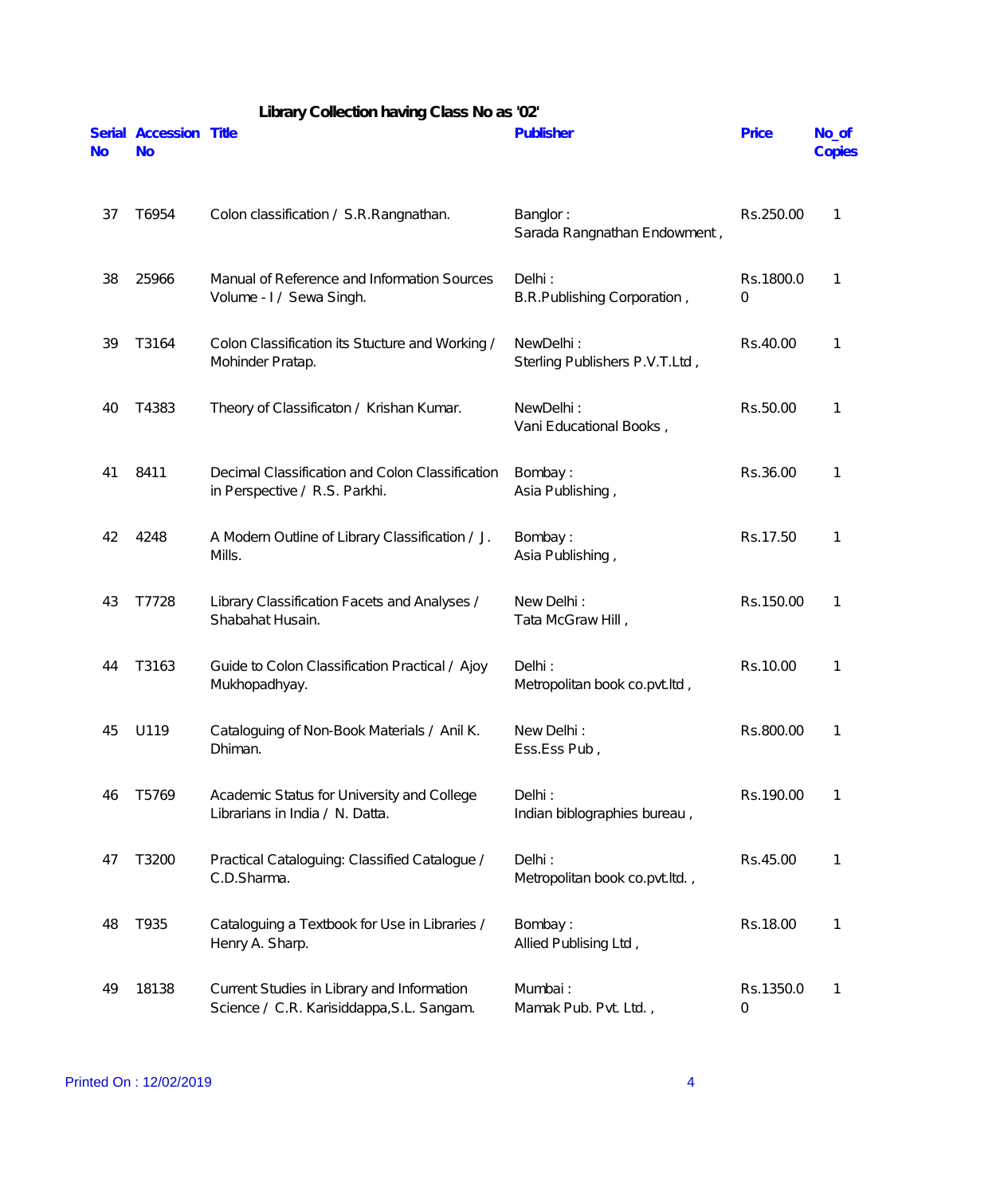## Library Collection having Class No as '02'

| Serial No | Accession No | Title | Publisher | Price | No_of Copies |
|---|---|---|---|---|---|
| 37 | T6954 | Colon classification / S.R.Rangnathan. | Banglor : Sarada Rangnathan Endowment , | Rs.250.00 | 1 |
| 38 | 25966 | Manual of Reference and Information Sources Volume - I / Sewa Singh. | Delhi : B.R.Publishing Corporation , | Rs.1800.00 | 1 |
| 39 | T3164 | Colon Classification its Stucture and Working / Mohinder Pratap. | NewDelhi : Sterling Publishers P.V.T.Ltd , | Rs.40.00 | 1 |
| 40 | T4383 | Theory of Classificaton / Krishan Kumar. | NewDelhi : Vani Educational Books , | Rs.50.00 | 1 |
| 41 | 8411 | Decimal Classification and Colon Classification in Perspective / R.S. Parkhi. | Bombay : Asia Publishing , | Rs.36.00 | 1 |
| 42 | 4248 | A Modern Outline of Library Classification / J. Mills. | Bombay : Asia Publishing , | Rs.17.50 | 1 |
| 43 | T7728 | Library Classification Facets and Analyses / Shabahat Husain. | New Delhi : Tata McGraw Hill , | Rs.150.00 | 1 |
| 44 | T3163 | Guide to Colon Classification Practical / Ajoy Mukhopadhyay. | Delhi : Metropolitan book co.pvt.ltd , | Rs.10.00 | 1 |
| 45 | U119 | Cataloguing of Non-Book Materials / Anil K. Dhiman. | New Delhi : Ess.Ess Pub , | Rs.800.00 | 1 |
| 46 | T5769 | Academic Status for University and College Librarians in India / N. Datta. | Delhi : Indian biblographies bureau , | Rs.190.00 | 1 |
| 47 | T3200 | Practical Cataloguing: Classified Catalogue / C.D.Sharma. | Delhi : Metropolitan book co.pvt.ltd. , | Rs.45.00 | 1 |
| 48 | T935 | Cataloguing a Textbook for Use in Libraries / Henry A. Sharp. | Bombay : Allied Publising Ltd , | Rs.18.00 | 1 |
| 49 | 18138 | Current Studies in Library and Information Science / C.R. Karisiddappa,S.L. Sangam. | Mumbai : Mamak Pub. Pvt. Ltd. , | Rs.1350.00 | 1 |

Printed On : 12/02/2019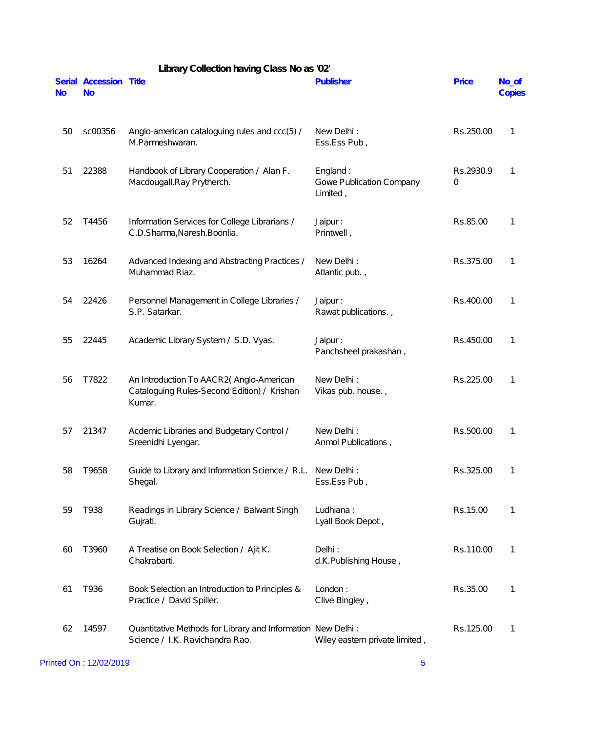## Library Collection having Class No as '02'

| Serial No | Accession No | Title | Publisher | Price | No_of Copies |
|---|---|---|---|---|---|
| 50 | sc00356 | Anglo-american cataloguing rules and ccc(5) / M.Parmeshwaran. | New Delhi : Ess.Ess Pub , | Rs.250.00 | 1 |
| 51 | 22388 | Handbook of Library Cooperation / Alan F. Macdougall,Ray Prytherch. | England : Gowe Publication Company Limited , | Rs.2930.90 | 1 |
| 52 | T4456 | Information Services for College Librarians / C.D.Sharma,Naresh.Boonlia. | Jaipur : Printwell , | Rs.85.00 | 1 |
| 53 | 16264 | Advanced Indexing and Abstracting Practices / Muhammad Riaz. | New Delhi : Atlantic pub. , | Rs.375.00 | 1 |
| 54 | 22426 | Personnel Management in College Libraries / S.P. Satarkar. | Jaipur : Rawat publications. , | Rs.400.00 | 1 |
| 55 | 22445 | Academic Library System / S.D. Vyas. | Jaipur : Panchsheel prakashan , | Rs.450.00 | 1 |
| 56 | T7822 | An Introduction To AACR2( Anglo-American Cataloguing Rules-Second Edition) / Krishan Kumar. | New Delhi : Vikas pub. house. , | Rs.225.00 | 1 |
| 57 | 21347 | Acdemic Libraries and Budgetary Control / Sreenidhi Lyengar. | New Delhi : Anmol Publications , | Rs.500.00 | 1 |
| 58 | T9658 | Guide to Library and Information Science / R.L. Shegal. | New Delhi : Ess.Ess Pub , | Rs.325.00 | 1 |
| 59 | T938 | Readings in Library Science / Balwant Singh Gujrati. | Ludhiana : Lyall Book Depot , | Rs.15.00 | 1 |
| 60 | T3960 | A Treatise on Book Selection / Ajit K. Chakrabarti. | Delhi : d.K.Publishing House , | Rs.110.00 | 1 |
| 61 | T936 | Book Selection an Introduction to Principles & Practice / David Spiller. | London : Clive Bingley , | Rs.35.00 | 1 |
| 62 | 14597 | Quantitative Methods for Library and Information Science / I.K. Ravichandra Rao. | New Delhi : Wiley eastern private limited , | Rs.125.00 | 1 |

Printed On : 12/02/2019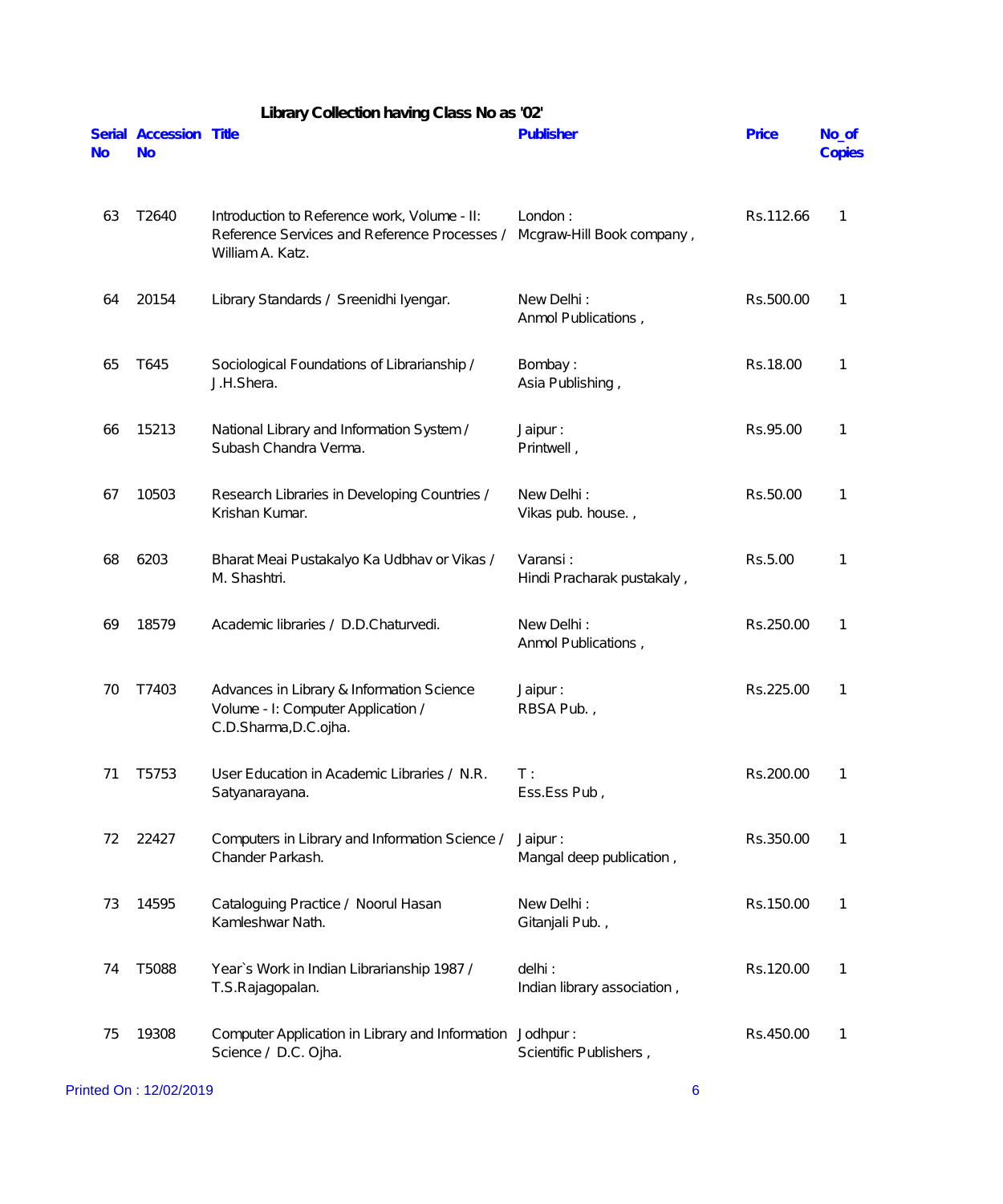## Library Collection having Class No as '02'

| Serial No | Accession No | Title | Publisher | Price | No_of Copies |
|---|---|---|---|---|---|
| 63 | T2640 | Introduction to Reference work, Volume - II: Reference Services and Reference Processes / William A. Katz. | London : Mcgraw-Hill Book company , | Rs.112.66 | 1 |
| 64 | 20154 | Library Standards / Sreenidhi Iyengar. | New Delhi : Anmol Publications , | Rs.500.00 | 1 |
| 65 | T645 | Sociological Foundations of Librarianship / J.H.Shera. | Bombay : Asia Publishing , | Rs.18.00 | 1 |
| 66 | 15213 | National Library and Information System / Subash Chandra Verma. | Jaipur : Printwell , | Rs.95.00 | 1 |
| 67 | 10503 | Research Libraries in Developing Countries / Krishan Kumar. | New Delhi : Vikas pub. house. , | Rs.50.00 | 1 |
| 68 | 6203 | Bharat Meai Pustakalyo Ka Udbhav or Vikas / M. Shashtri. | Varansi : Hindi Pracharak pustakaly , | Rs.5.00 | 1 |
| 69 | 18579 | Academic libraries / D.D.Chaturvedi. | New Delhi : Anmol Publications , | Rs.250.00 | 1 |
| 70 | T7403 | Advances in Library & Information Science Volume - I: Computer Application / C.D.Sharma,D.C.ojha. | Jaipur : RBSA Pub. , | Rs.225.00 | 1 |
| 71 | T5753 | User Education in Academic Libraries / N.R. Satyanarayana. | T : Ess.Ess Pub , | Rs.200.00 | 1 |
| 72 | 22427 | Computers in Library and Information Science / Chander Parkash. | Jaipur : Mangal deep publication , | Rs.350.00 | 1 |
| 73 | 14595 | Cataloguing Practice / Noorul Hasan Kamleshwar Nath. | New Delhi : Gitanjali Pub. , | Rs.150.00 | 1 |
| 74 | T5088 | Year`s Work in Indian Librarianship 1987 / T.S.Rajagopalan. | delhi : Indian library association , | Rs.120.00 | 1 |
| 75 | 19308 | Computer Application in Library and Information Science / D.C. Ojha. | Jodhpur : Scientific Publishers , | Rs.450.00 | 1 |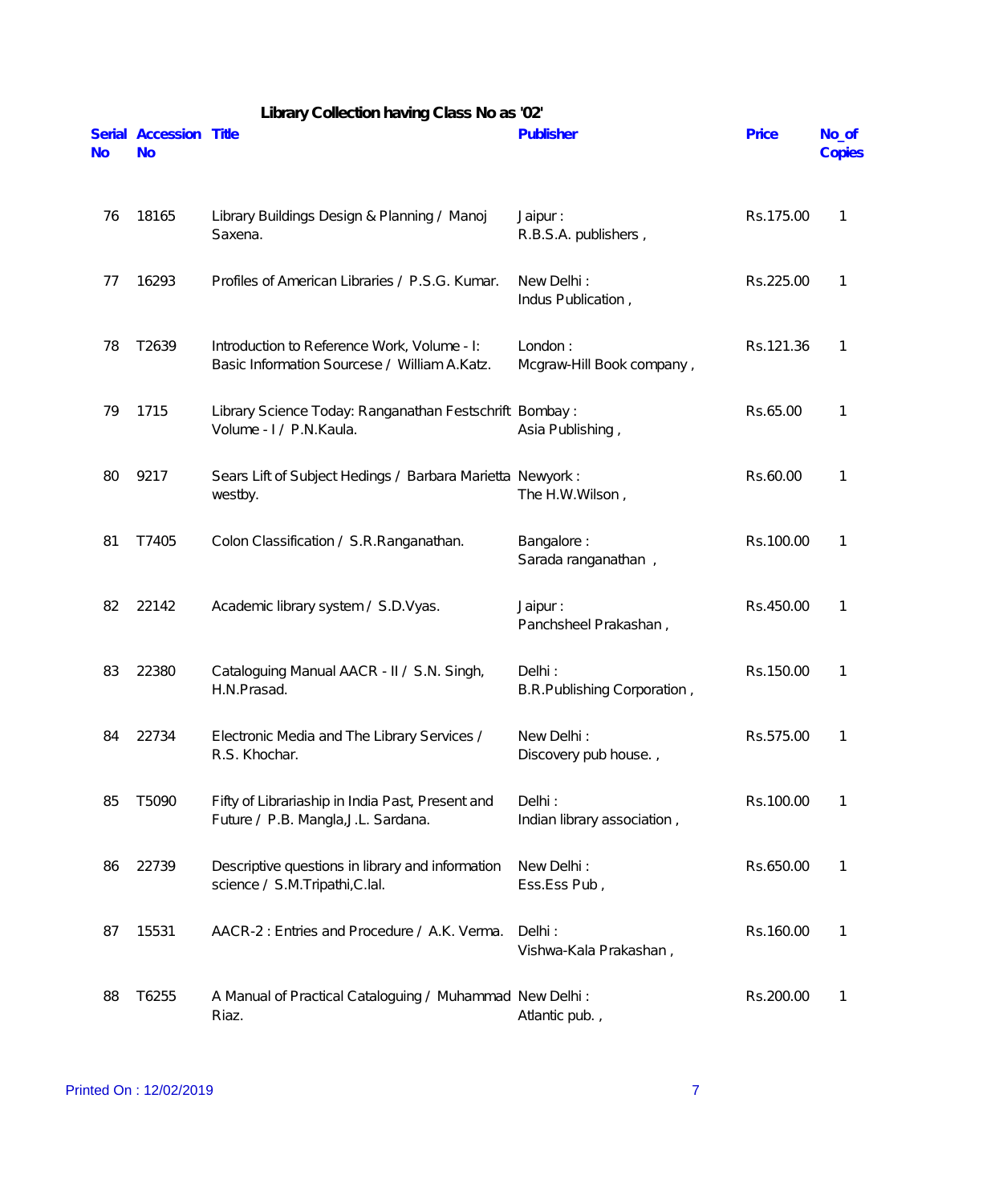### Library Collection having Class No as '02'

| Serial No | Accession No | Title | Publisher | Price | No_of Copies |
|---|---|---|---|---|---|
| 76 | 18165 | Library Buildings Design & Planning / Manoj Saxena. | Jaipur : R.B.S.A. publishers , | Rs.175.00 | 1 |
| 77 | 16293 | Profiles of American Libraries / P.S.G. Kumar. | New Delhi : Indus Publication , | Rs.225.00 | 1 |
| 78 | T2639 | Introduction to Reference Work, Volume - I: Basic Information Sourcese / William A.Katz. | London : Mcgraw-Hill Book company , | Rs.121.36 | 1 |
| 79 | 1715 | Library Science Today: Ranganathan Festschrift Volume - I / P.N.Kaula. | Bombay : Asia Publishing , | Rs.65.00 | 1 |
| 80 | 9217 | Sears Lift of Subject Hedings / Barbara Marietta westby. | Newyork : The H.W.Wilson , | Rs.60.00 | 1 |
| 81 | T7405 | Colon Classification / S.R.Ranganathan. | Bangalore : Sarada ranganathan , | Rs.100.00 | 1 |
| 82 | 22142 | Academic library system / S.D.Vyas. | Jaipur : Panchsheel Prakashan , | Rs.450.00 | 1 |
| 83 | 22380 | Cataloguing Manual AACR - II / S.N. Singh, H.N.Prasad. | Delhi : B.R.Publishing Corporation , | Rs.150.00 | 1 |
| 84 | 22734 | Electronic Media and The Library Services / R.S. Khochar. | New Delhi : Discovery pub house. , | Rs.575.00 | 1 |
| 85 | T5090 | Fifty of Librariaship in India Past, Present and Future / P.B. Mangla,J.L. Sardana. | Delhi : Indian library association , | Rs.100.00 | 1 |
| 86 | 22739 | Descriptive questions in library and information science / S.M.Tripathi,C.lal. | New Delhi : Ess.Ess Pub , | Rs.650.00 | 1 |
| 87 | 15531 | AACR-2 : Entries and Procedure / A.K. Verma. | Delhi : Vishwa-Kala Prakashan , | Rs.160.00 | 1 |
| 88 | T6255 | A Manual of Practical Cataloguing / Muhammad Riaz. | New Delhi : Atlantic pub. , | Rs.200.00 | 1 |

Printed On : 12/02/2019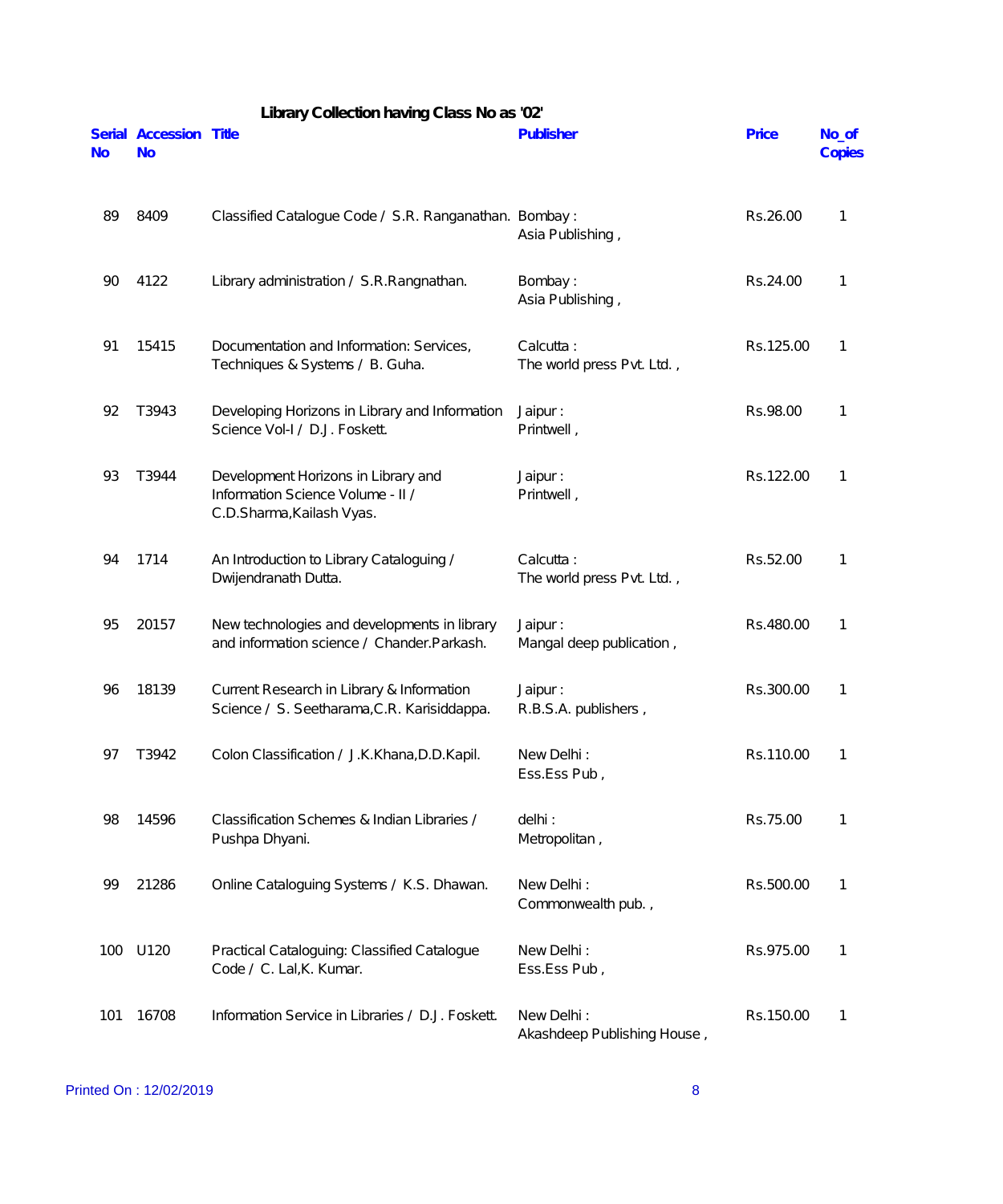## Library Collection having Class No as '02'

| Serial No | Accession No | Title | Publisher | Price | No_of Copies |
|---|---|---|---|---|---|
| 89 | 8409 | Classified Catalogue Code / S.R. Ranganathan. | Bombay : Asia Publishing , | Rs.26.00 | 1 |
| 90 | 4122 | Library administration / S.R.Rangnathan. | Bombay : Asia Publishing , | Rs.24.00 | 1 |
| 91 | 15415 | Documentation and Information: Services, Techniques & Systems / B. Guha. | Calcutta : The world press Pvt. Ltd. , | Rs.125.00 | 1 |
| 92 | T3943 | Developing Horizons in Library and Information Science Vol-I / D.J. Foskett. | Jaipur : Printwell , | Rs.98.00 | 1 |
| 93 | T3944 | Development Horizons in Library and Information Science Volume - II / C.D.Sharma,Kailash Vyas. | Jaipur : Printwell , | Rs.122.00 | 1 |
| 94 | 1714 | An Introduction to Library Cataloguing / Dwijendranath Dutta. | Calcutta : The world press Pvt. Ltd. , | Rs.52.00 | 1 |
| 95 | 20157 | New technologies and developments in library and information science / Chander.Parkash. | Jaipur : Mangal deep publication , | Rs.480.00 | 1 |
| 96 | 18139 | Current Research in Library & Information Science / S. Seetharama,C.R. Karisiddappa. | Jaipur : R.B.S.A. publishers , | Rs.300.00 | 1 |
| 97 | T3942 | Colon Classification / J.K.Khana,D.D.Kapil. | New Delhi : Ess.Ess Pub , | Rs.110.00 | 1 |
| 98 | 14596 | Classification Schemes & Indian Libraries / Pushpa Dhyani. | delhi : Metropolitan , | Rs.75.00 | 1 |
| 99 | 21286 | Online Cataloguing Systems / K.S. Dhawan. | New Delhi : Commonwealth pub. , | Rs.500.00 | 1 |
| 100 | U120 | Practical Cataloguing: Classified Catalogue Code / C. Lal,K. Kumar. | New Delhi : Ess.Ess Pub , | Rs.975.00 | 1 |
| 101 | 16708 | Information Service in Libraries / D.J. Foskett. | New Delhi : Akashdeep Publishing House , | Rs.150.00 | 1 |

Printed On : 12/02/2019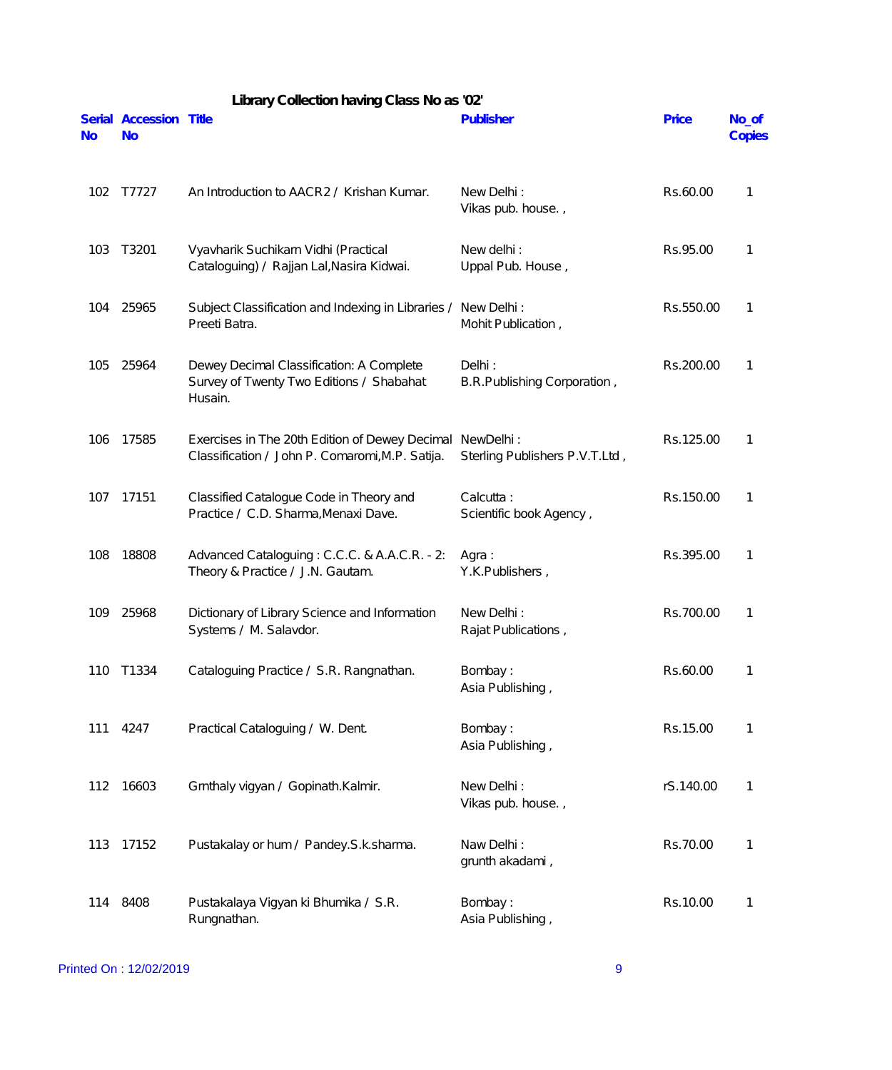# Library Collection having Class No as '02'

| Serial No | Accession No | Title | Publisher | Price | No_of Copies |
|---|---|---|---|---|---|
| 102 | T7727 | An Introduction to AACR2 / Krishan Kumar. | New Delhi : Vikas pub. house. , | Rs.60.00 | 1 |
| 103 | T3201 | Vyavharik Suchikarn Vidhi (Practical Cataloguing) / Rajjan Lal,Nasira Kidwai. | New delhi : Uppal Pub. House , | Rs.95.00 | 1 |
| 104 | 25965 | Subject Classification and Indexing in Libraries / Preeti Batra. | New Delhi : Mohit Publication , | Rs.550.00 | 1 |
| 105 | 25964 | Dewey Decimal Classification: A Complete Survey of Twenty Two Editions / Shabahat Husain. | Delhi : B.R.Publishing Corporation , | Rs.200.00 | 1 |
| 106 | 17585 | Exercises in The 20th Edition of Dewey Decimal Classification / John P. Comaromi,M.P. Satija. | NewDelhi : Sterling Publishers P.V.T.Ltd , | Rs.125.00 | 1 |
| 107 | 17151 | Classified Catalogue Code in Theory and Practice / C.D. Sharma,Menaxi Dave. | Calcutta : Scientific book Agency , | Rs.150.00 | 1 |
| 108 | 18808 | Advanced Cataloguing : C.C.C. & A.A.C.R. - 2: Theory & Practice / J.N. Gautam. | Agra : Y.K.Publishers , | Rs.395.00 | 1 |
| 109 | 25968 | Dictionary of Library Science and Information Systems / M. Salavdor. | New Delhi : Rajat Publications , | Rs.700.00 | 1 |
| 110 | T1334 | Cataloguing Practice / S.R. Rangnathan. | Bombay : Asia Publishing , | Rs.60.00 | 1 |
| 111 | 4247 | Practical Cataloguing / W. Dent. | Bombay : Asia Publishing , | Rs.15.00 | 1 |
| 112 | 16603 | Grnthaly vigyan / Gopinath.Kalmir. | New Delhi : Vikas pub. house. , | rS.140.00 | 1 |
| 113 | 17152 | Pustakalay or hum / Pandey.S.k.sharma. | Naw Delhi : grunth akadami , | Rs.70.00 | 1 |
| 114 | 8408 | Pustakalaya Vigyan ki Bhumika / S.R. Rungnathan. | Bombay : Asia Publishing , | Rs.10.00 | 1 |

Printed On : 12/02/2019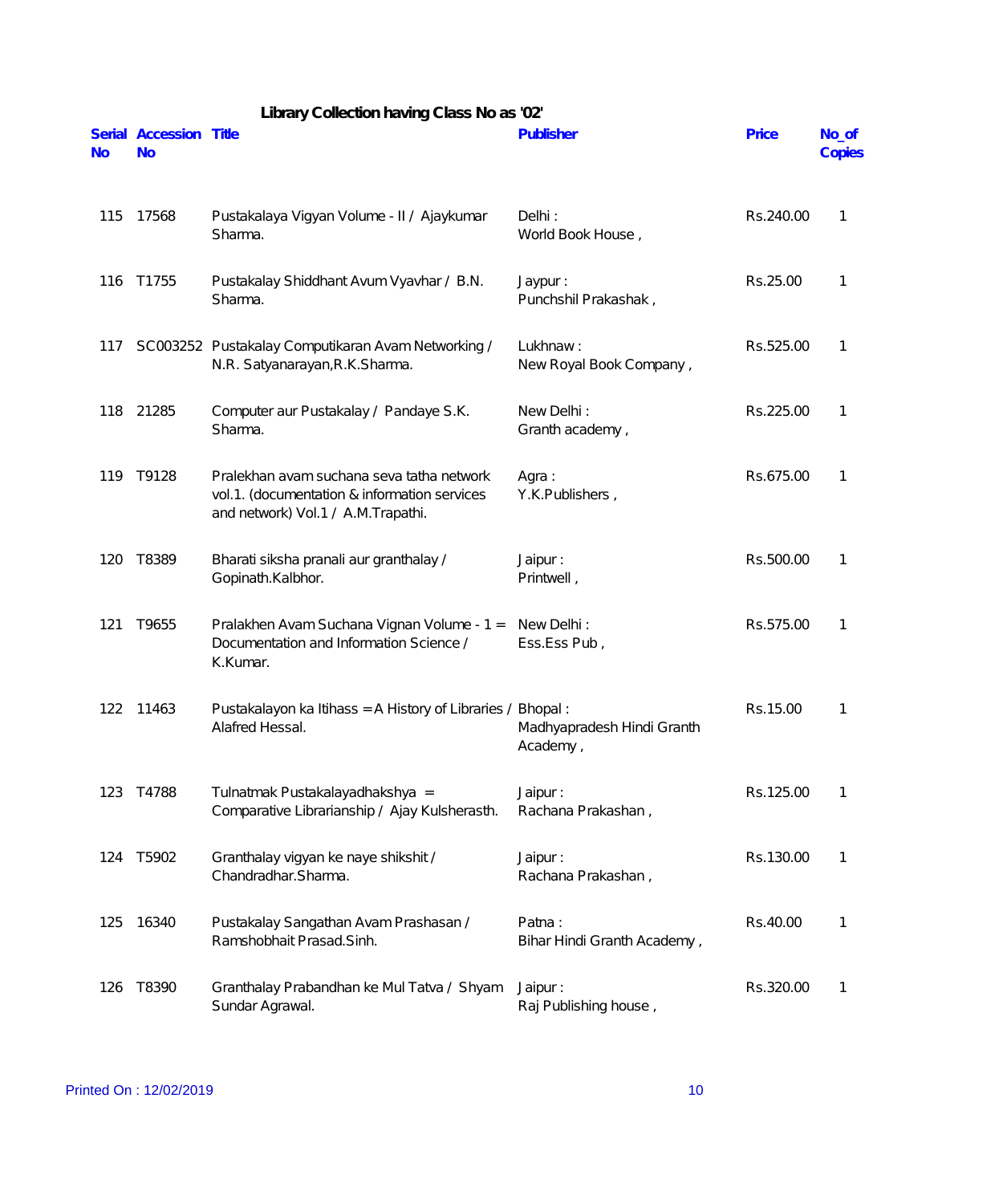Library Collection having Class No as '02'

| Serial No | Accession No | Title | Publisher | Price | No_of Copies |
|---|---|---|---|---|---|
| 115 | 17568 | Pustakalaya Vigyan Volume - II / Ajaykumar Sharma. | Delhi : World Book House , | Rs.240.00 | 1 |
| 116 | T1755 | Pustakalay Shiddhant Avum Vyavhar / B.N. Sharma. | Jaypur : Punchshil Prakashak , | Rs.25.00 | 1 |
| 117 | SC003252 | Pustakalay Computikaran Avam Networking / N.R. Satyanarayan,R.K.Sharma. | Lukhnaw : New Royal Book Company , | Rs.525.00 | 1 |
| 118 | 21285 | Computer aur Pustakalay / Pandaye S.K. Sharma. | New Delhi : Granth academy , | Rs.225.00 | 1 |
| 119 | T9128 | Pralekhan avam suchana seva tatha network vol.1. (documentation & information services and network) Vol.1 / A.M.Trapathi. | Agra : Y.K.Publishers , | Rs.675.00 | 1 |
| 120 | T8389 | Bharati siksha pranali aur granthalay / Gopinath.Kalbhor. | Jaipur : Printwell , | Rs.500.00 | 1 |
| 121 | T9655 | Pralakhen Avam Suchana Vignan Volume - 1 = Documentation and Information Science / K.Kumar. | New Delhi : Ess.Ess Pub , | Rs.575.00 | 1 |
| 122 | 11463 | Pustakalayon ka Itihass = A History of Libraries / Alafred Hessal. | Bhopal : Madhyapradesh Hindi Granth Academy , | Rs.15.00 | 1 |
| 123 | T4788 | Tulnatmak Pustakalayadhakshya = Comparative Librarianship / Ajay Kulsherasth. | Jaipur : Rachana Prakashan , | Rs.125.00 | 1 |
| 124 | T5902 | Granthalay vigyan ke naye shikshit / Chandradhar.Sharma. | Jaipur : Rachana Prakashan , | Rs.130.00 | 1 |
| 125 | 16340 | Pustakalay Sangathan Avam Prashasan / Ramshobhait Prasad.Sinh. | Patna : Bihar Hindi Granth Academy , | Rs.40.00 | 1 |
| 126 | T8390 | Granthalay Prabandhan ke Mul Tatva / Shyam Sundar Agrawal. | Jaipur : Raj Publishing house , | Rs.320.00 | 1 |

Printed On : 12/02/2019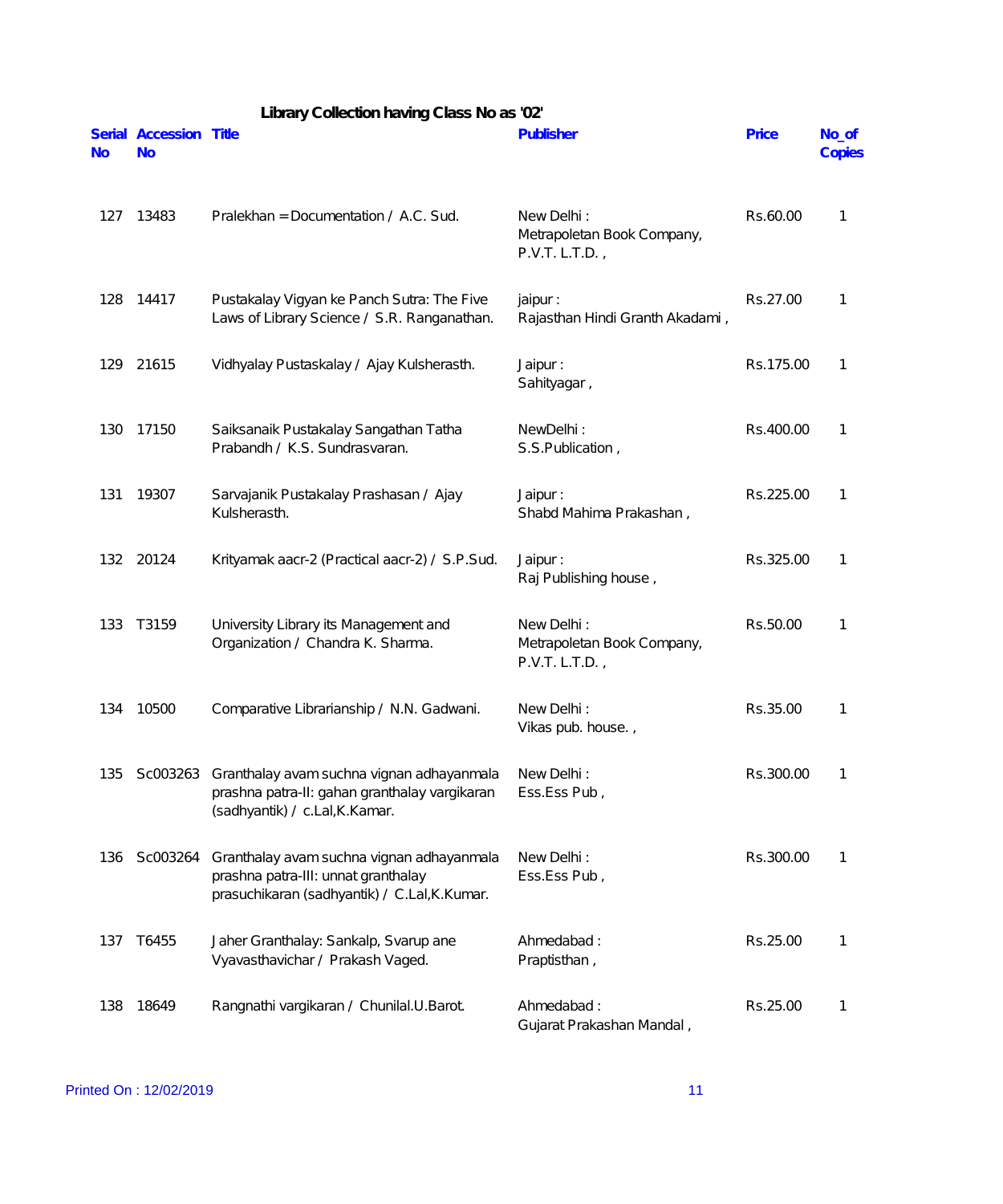## Library Collection having Class No as '02'

| Serial No | Accession No | Title | Publisher | Price | No_of Copies |
|---|---|---|---|---|---|
| 127 | 13483 | Pralekhan = Documentation / A.C. Sud. | New Delhi : Metrapoletan Book Company, P.V.T. L.T.D. , | Rs.60.00 | 1 |
| 128 | 14417 | Pustakalay Vigyan ke Panch Sutra: The Five Laws of Library Science / S.R. Ranganathan. | jaipur : Rajasthan Hindi Granth Akadami , | Rs.27.00 | 1 |
| 129 | 21615 | Vidhyalay Pustaskalay / Ajay Kulsherasth. | Jaipur : Sahityagar , | Rs.175.00 | 1 |
| 130 | 17150 | Saiksanaik Pustakalay Sangathan Tatha Prabandh / K.S. Sundrasvaran. | NewDelhi : S.S.Publication , | Rs.400.00 | 1 |
| 131 | 19307 | Sarvajanik Pustakalay Prashasan / Ajay Kulsherasth. | Jaipur : Shabd Mahima Prakashan , | Rs.225.00 | 1 |
| 132 | 20124 | Krityamak aacr-2 (Practical aacr-2) / S.P.Sud. | Jaipur : Raj Publishing house , | Rs.325.00 | 1 |
| 133 | T3159 | University Library its Management and Organization / Chandra K. Sharma. | New Delhi : Metrapoletan Book Company, P.V.T. L.T.D. , | Rs.50.00 | 1 |
| 134 | 10500 | Comparative Librarianship / N.N. Gadwani. | New Delhi : Vikas pub. house. , | Rs.35.00 | 1 |
| 135 | Sc003263 | Granthalay avam suchna vignan adhayanmala prashna patra-II: gahan granthalay vargikaran (sadhyantik) / c.Lal,K.Kamar. | New Delhi : Ess.Ess Pub , | Rs.300.00 | 1 |
| 136 | Sc003264 | Granthalay avam suchna vignan adhayanmala prashna patra-III: unnat granthalay prasuchikaran (sadhyantik) / C.Lal,K.Kumar. | New Delhi : Ess.Ess Pub , | Rs.300.00 | 1 |
| 137 | T6455 | Jaher Granthalay: Sankalp, Svarup ane Vyavasthavichar / Prakash Vaged. | Ahmedabad : Praptisthan , | Rs.25.00 | 1 |
| 138 | 18649 | Rangnathi vargikaran / Chunilal.U.Barot. | Ahmedabad : Gujarat Prakashan Mandal , | Rs.25.00 | 1 |

Printed On : 12/02/2019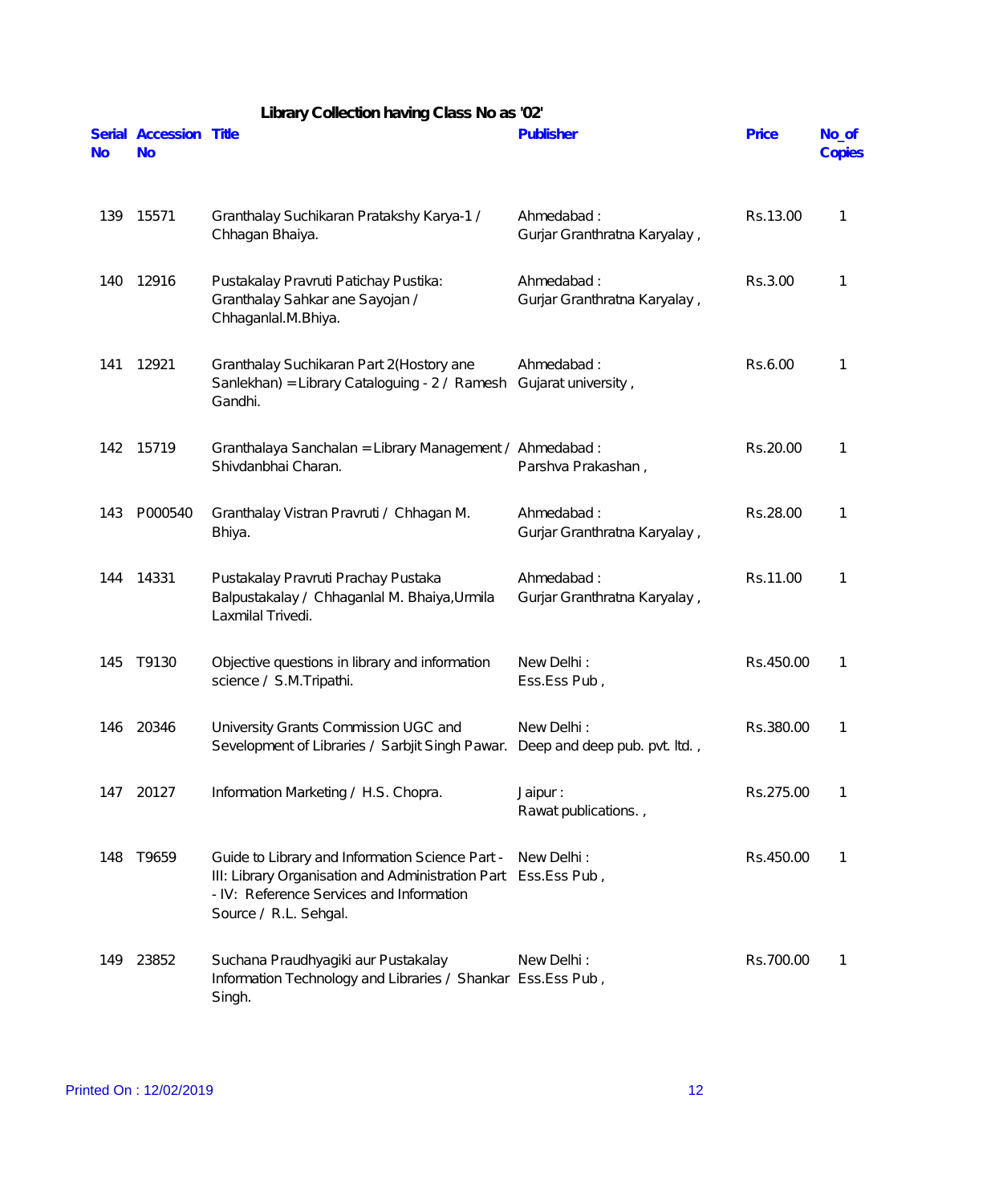## Library Collection having Class No as '02'

| Serial No | Accession No | Title | Publisher | Price | No_of Copies |
|---|---|---|---|---|---|
| 139 | 15571 | Granthalay Suchikaran Pratakshy Karya-1 / Chhagan Bhaiya. | Ahmedabad : Gurjar Granthratna Karyalay , | Rs.13.00 | 1 |
| 140 | 12916 | Pustakalay Pravruti Patichay Pustika: Granthalay Sahkar ane Sayojan / Chhaganlal.M.Bhiya. | Ahmedabad : Gurjar Granthratna Karyalay , | Rs.3.00 | 1 |
| 141 | 12921 | Granthalay Suchikaran Part 2(Hostory ane Sanlekhan) = Library Cataloguing - 2 / Ramesh Gandhi. | Ahmedabad : Gujarat university , | Rs.6.00 | 1 |
| 142 | 15719 | Granthalaya Sanchalan = Library Management / Shivdanbhai Charan. | Ahmedabad : Parshva Prakashan , | Rs.20.00 | 1 |
| 143 | P000540 | Granthalay Vistran Pravruti / Chhagan M. Bhiya. | Ahmedabad : Gurjar Granthratna Karyalay , | Rs.28.00 | 1 |
| 144 | 14331 | Pustakalay Pravruti Prachay Pustaka Balpustakalay / Chhaganlal M. Bhaiya,Urmila Laxmilal Trivedi. | Ahmedabad : Gurjar Granthratna Karyalay , | Rs.11.00 | 1 |
| 145 | T9130 | Objective questions in library and information science / S.M.Tripathi. | New Delhi : Ess.Ess Pub , | Rs.450.00 | 1 |
| 146 | 20346 | University Grants Commission UGC and Sevelopment of Libraries / Sarbjit Singh Pawar. | New Delhi : Deep and deep pub. pvt. ltd. , | Rs.380.00 | 1 |
| 147 | 20127 | Information Marketing / H.S. Chopra. | Jaipur : Rawat publications. , | Rs.275.00 | 1 |
| 148 | T9659 | Guide to Library and Information Science Part - III: Library Organisation and Administration Part - IV: Reference Services and Information Source / R.L. Sehgal. | New Delhi : Ess.Ess Pub , | Rs.450.00 | 1 |
| 149 | 23852 | Suchana Praudhyagiki aur Pustakalay Information Technology and Libraries / Shankar Singh. | New Delhi : Ess.Ess Pub , | Rs.700.00 | 1 |

Printed On : 12/02/2019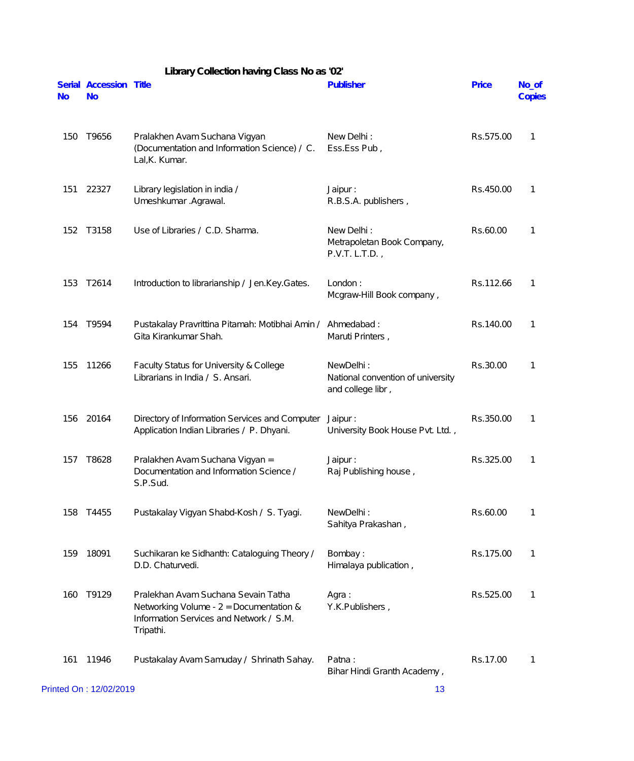# Library Collection having Class No as '02'

| Serial No | Accession No | Title | Publisher | Price | No_of Copies |
|---|---|---|---|---|---|
| 150 | T9656 | Pralakhen Avam Suchana Vigyan (Documentation and Information Science) / C. Lal,K. Kumar. | New Delhi : Ess.Ess Pub , | Rs.575.00 | 1 |
| 151 | 22327 | Library legislation in india / Umeshkumar .Agrawal. | Jaipur : R.B.S.A. publishers , | Rs.450.00 | 1 |
| 152 | T3158 | Use of Libraries / C.D. Sharma. | New Delhi : Metrapoletan Book Company, P.V.T. L.T.D. , | Rs.60.00 | 1 |
| 153 | T2614 | Introduction to librarianship / Jen.Key.Gates. | London : Mcgraw-Hill Book company , | Rs.112.66 | 1 |
| 154 | T9594 | Pustakalay Pravrittina Pitamah: Motibhai Amin / Gita Kirankumar Shah. | Ahmedabad : Maruti Printers , | Rs.140.00 | 1 |
| 155 | 11266 | Faculty Status for University & College Librarians in India / S. Ansari. | NewDelhi : National convention of university and college libr , | Rs.30.00 | 1 |
| 156 | 20164 | Directory of Information Services and Computer Application Indian Libraries / P. Dhyani. | Jaipur : University Book House Pvt. Ltd. , | Rs.350.00 | 1 |
| 157 | T8628 | Pralakhen Avam Suchana Vigyan = Documentation and Information Science / S.P.Sud. | Jaipur : Raj Publishing house , | Rs.325.00 | 1 |
| 158 | T4455 | Pustakalay Vigyan Shabd-Kosh / S. Tyagi. | NewDelhi : Sahitya Prakashan , | Rs.60.00 | 1 |
| 159 | 18091 | Suchikaran ke Sidhanth: Cataloguing Theory / D.D. Chaturvedi. | Bombay : Himalaya publication , | Rs.175.00 | 1 |
| 160 | T9129 | Pralekhan Avam Suchana Sevain Tatha Networking Volume - 2 = Documentation & Information Services and Network / S.M. Tripathi. | Agra : Y.K.Publishers , | Rs.525.00 | 1 |
| 161 | 11946 | Pustakalay Avam Samuday / Shrinath Sahay. | Patna : Bihar Hindi Granth Academy , | Rs.17.00 | 1 |

Printed On : 12/02/2019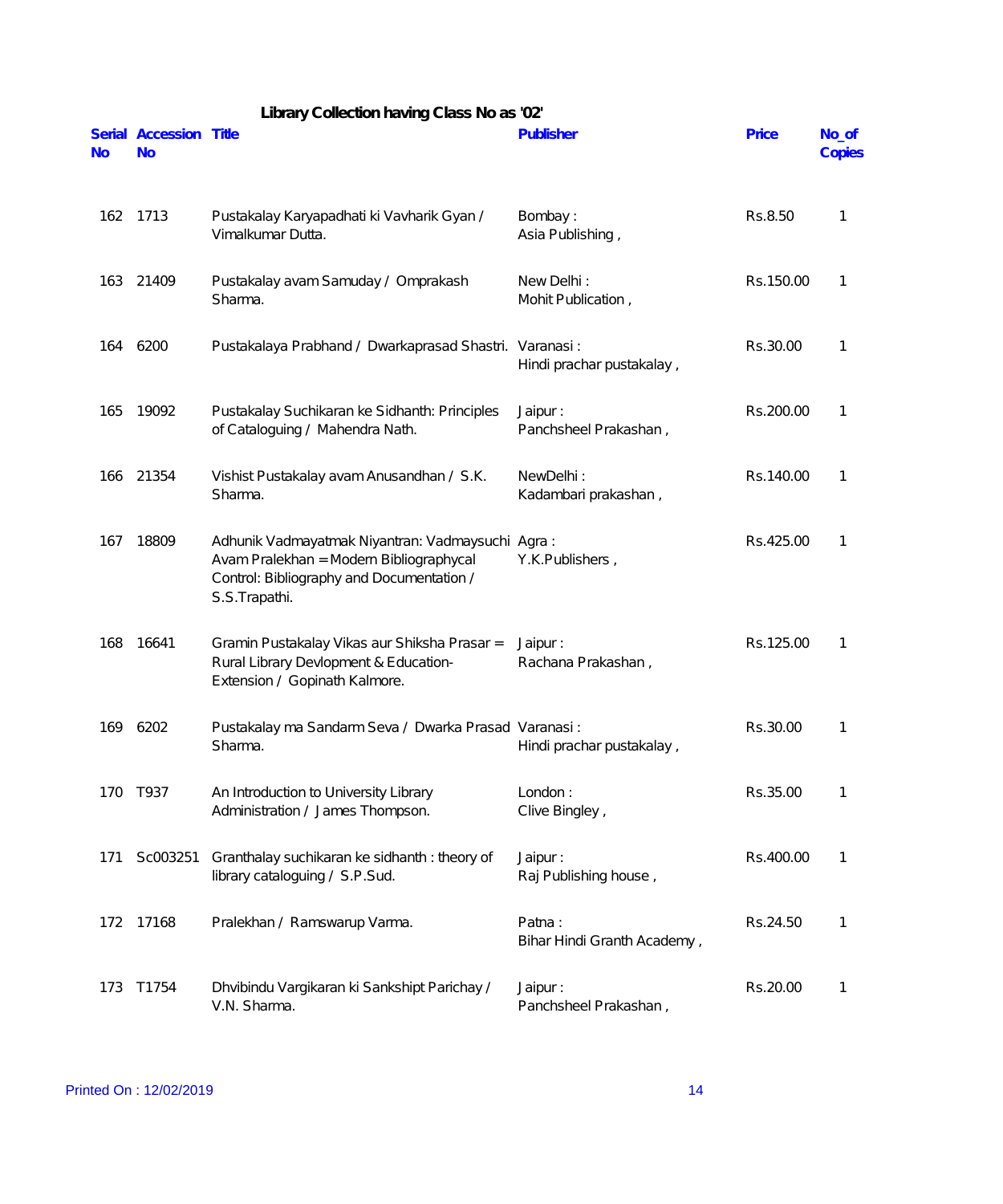**Library Collection having Class No as '02'**

| Serial No | Accession No | Title | Publisher | Price | No_of Copies |
|---|---|---|---|---|---|
| 162 | 1713 | Pustakalay Karyapadhati ki Vavharik Gyan / Vimalkumar Dutta. | Bombay : Asia Publishing , | Rs.8.50 | 1 |
| 163 | 21409 | Pustakalay avam Samuday / Omprakash Sharma. | New Delhi : Mohit Publication , | Rs.150.00 | 1 |
| 164 | 6200 | Pustakalaya Prabhand / Dwarkaprasad Shastri. | Varanasi : Hindi prachar pustakalay , | Rs.30.00 | 1 |
| 165 | 19092 | Pustakalay Suchikaran ke Sidhanth: Principles of Cataloguing / Mahendra Nath. | Jaipur : Panchsheel Prakashan , | Rs.200.00 | 1 |
| 166 | 21354 | Vishist Pustakalay avam Anusandhan / S.K. Sharma. | NewDelhi : Kadambari prakashan , | Rs.140.00 | 1 |
| 167 | 18809 | Adhunik Vadmayatmak Niyantran: Vadmaysuchi Avam Pralekhan = Modern Bibliographycal Control: Bibliography and Documentation / S.S.Trapathi. | Agra : Y.K.Publishers , | Rs.425.00 | 1 |
| 168 | 16641 | Gramin Pustakalay Vikas aur Shiksha Prasar = Rural Library Devlopment & Education-Extension / Gopinath Kalmore. | Jaipur : Rachana Prakashan , | Rs.125.00 | 1 |
| 169 | 6202 | Pustakalay ma Sandarm Seva / Dwarka Prasad Sharma. | Varanasi : Hindi prachar pustakalay , | Rs.30.00 | 1 |
| 170 | T937 | An Introduction to University Library Administration / James Thompson. | London : Clive Bingley , | Rs.35.00 | 1 |
| 171 | Sc003251 | Granthalay suchikaran ke sidhanth : theory of library cataloguing / S.P.Sud. | Jaipur : Raj Publishing house , | Rs.400.00 | 1 |
| 172 | 17168 | Pralekhan / Ramswarup Varma. | Patna : Bihar Hindi Granth Academy , | Rs.24.50 | 1 |
| 173 | T1754 | Dhvibindu Vargikaran ki Sankshipt Parichay / V.N. Sharma. | Jaipur : Panchsheel Prakashan , | Rs.20.00 | 1 |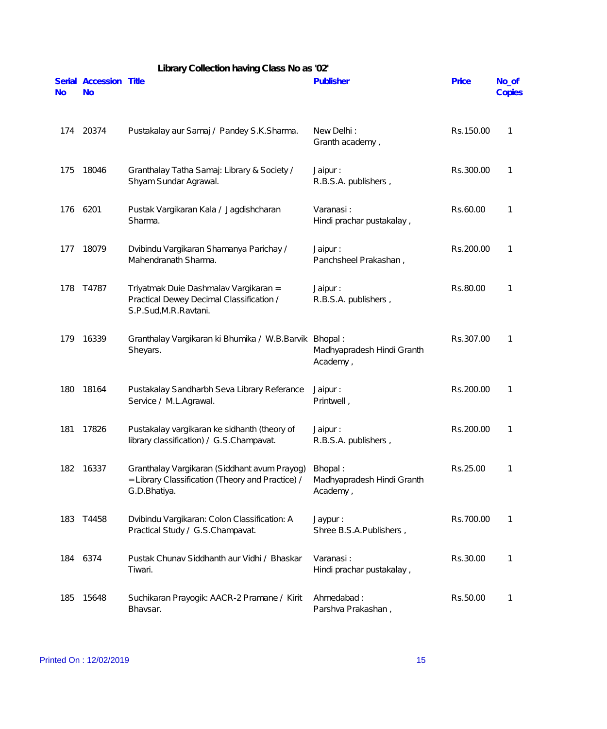# Library Collection having Class No as '02'

| Serial No | Accession No | Title | Publisher | Price | No_of Copies |
|---|---|---|---|---|---|
| 174 | 20374 | Pustakalay aur Samaj / Pandey S.K.Sharma. | New Delhi : Granth academy , | Rs.150.00 | 1 |
| 175 | 18046 | Granthalay Tatha Samaj: Library & Society / Shyam Sundar Agrawal. | Jaipur : R.B.S.A. publishers , | Rs.300.00 | 1 |
| 176 | 6201 | Pustak Vargikaran Kala / Jagdishcharan Sharma. | Varanasi : Hindi prachar pustakalay , | Rs.60.00 | 1 |
| 177 | 18079 | Dvibindu Vargikaran Shamanya Parichay / Mahendranath Sharma. | Jaipur : Panchsheel Prakashan , | Rs.200.00 | 1 |
| 178 | T4787 | Triyatmak Duie Dashmalav Vargikaran = Practical Dewey Decimal Classification / S.P.Sud,M.R.Ravtani. | Jaipur : R.B.S.A. publishers , | Rs.80.00 | 1 |
| 179 | 16339 | Granthalay Vargikaran ki Bhumika / W.B.Barvik Sheyars. | Bhopal : Madhyapradesh Hindi Granth Academy , | Rs.307.00 | 1 |
| 180 | 18164 | Pustakalay Sandharbh Seva Library Referance Service / M.L.Agrawal. | Jaipur : Printwell , | Rs.200.00 | 1 |
| 181 | 17826 | Pustakalay vargikaran ke sidhanth (theory of library classification) / G.S.Champavat. | Jaipur : R.B.S.A. publishers , | Rs.200.00 | 1 |
| 182 | 16337 | Granthalay Vargikaran (Siddhant avum Prayog) = Library Classification (Theory and Practice) / G.D.Bhatiya. | Bhopal : Madhyapradesh Hindi Granth Academy , | Rs.25.00 | 1 |
| 183 | T4458 | Dvibindu Vargikaran: Colon Classification: A Practical Study / G.S.Champavat. | Jaypur : Shree B.S.A.Publishers , | Rs.700.00 | 1 |
| 184 | 6374 | Pustak Chunav Siddhanth aur Vidhi / Bhaskar Tiwari. | Varanasi : Hindi prachar pustakalay , | Rs.30.00 | 1 |
| 185 | 15648 | Suchikaran Prayogik: AACR-2 Pramane / Kirit Bhavsar. | Ahmedabad : Parshva Prakashan , | Rs.50.00 | 1 |

Printed On : 12/02/2019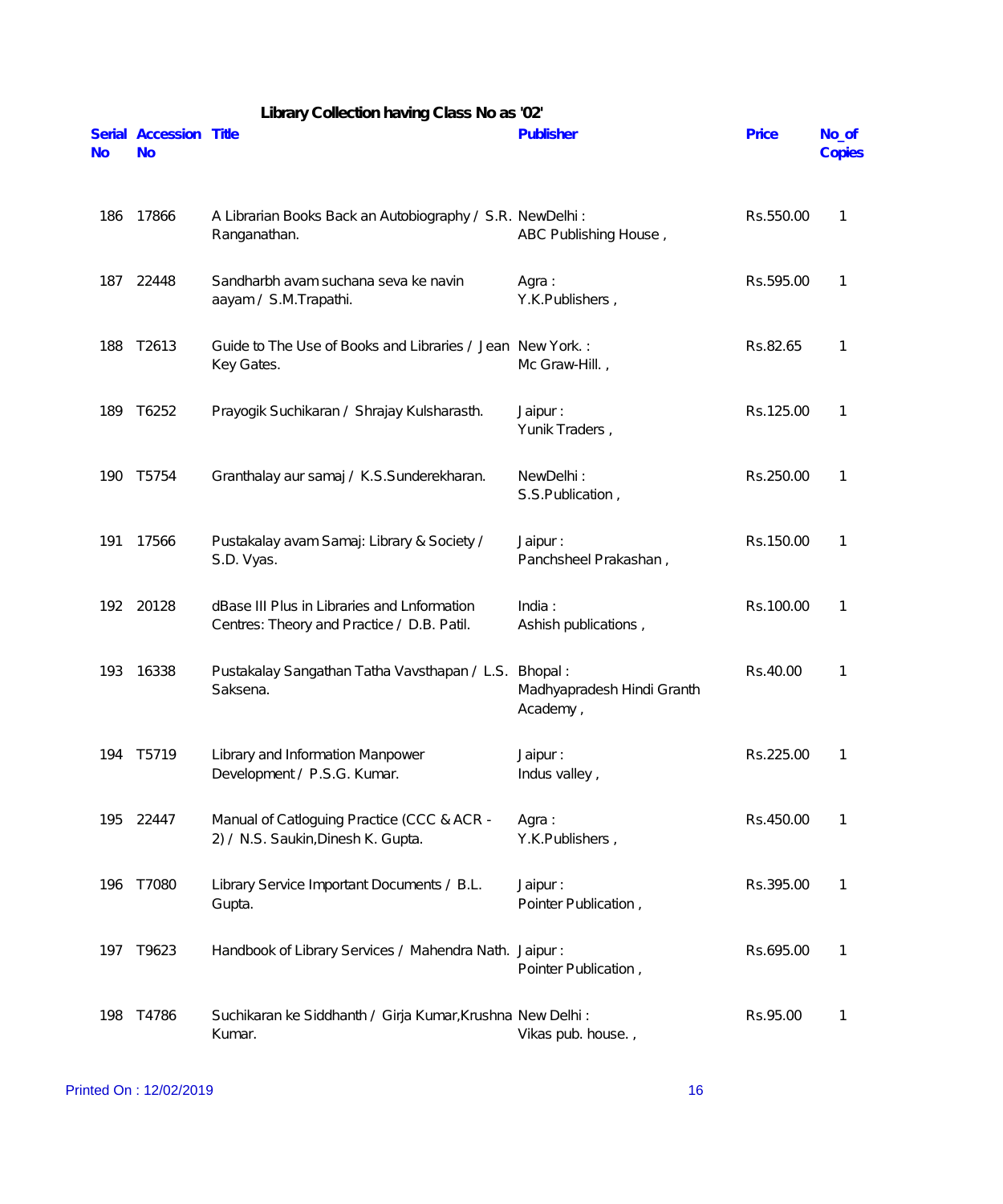## Library Collection having Class No as '02'

| Serial No | Accession No | Title | Publisher | Price | No_of Copies |
|---|---|---|---|---|---|
| 186 | 17866 | A Librarian Books Back an Autobiography / S.R. Ranganathan. | NewDelhi : ABC Publishing House , | Rs.550.00 | 1 |
| 187 | 22448 | Sandharbh avam suchana seva ke navin aayam / S.M.Trapathi. | Agra : Y.K.Publishers , | Rs.595.00 | 1 |
| 188 | T2613 | Guide to The Use of Books and Libraries / Jean Key Gates. | New York. : Mc Graw-Hill. , | Rs.82.65 | 1 |
| 189 | T6252 | Prayogik Suchikaran / Shrajay Kulsharasth. | Jaipur : Yunik Traders , | Rs.125.00 | 1 |
| 190 | T5754 | Granthalay aur samaj / K.S.Sunderekharan. | NewDelhi : S.S.Publication , | Rs.250.00 | 1 |
| 191 | 17566 | Pustakalay avam Samaj: Library & Society / S.D. Vyas. | Jaipur : Panchsheel Prakashan , | Rs.150.00 | 1 |
| 192 | 20128 | dBase III Plus in Libraries and Lnformation Centres: Theory and Practice / D.B. Patil. | India : Ashish publications , | Rs.100.00 | 1 |
| 193 | 16338 | Pustakalay Sangathan Tatha Vavsthapan / L.S. Saksena. | Bhopal : Madhyapradesh Hindi Granth Academy , | Rs.40.00 | 1 |
| 194 | T5719 | Library and Information Manpower Development / P.S.G. Kumar. | Jaipur : Indus valley , | Rs.225.00 | 1 |
| 195 | 22447 | Manual of Catloguing Practice (CCC & ACR - 2) / N.S. Saukin,Dinesh K. Gupta. | Agra : Y.K.Publishers , | Rs.450.00 | 1 |
| 196 | T7080 | Library Service Important Documents / B.L. Gupta. | Jaipur : Pointer Publication , | Rs.395.00 | 1 |
| 197 | T9623 | Handbook of Library Services / Mahendra Nath. | Jaipur : Pointer Publication , | Rs.695.00 | 1 |
| 198 | T4786 | Suchikaran ke Siddhanth / Girja Kumar,Krushna Kumar. | New Delhi : Vikas pub. house. , | Rs.95.00 | 1 |

Printed On : 12/02/2019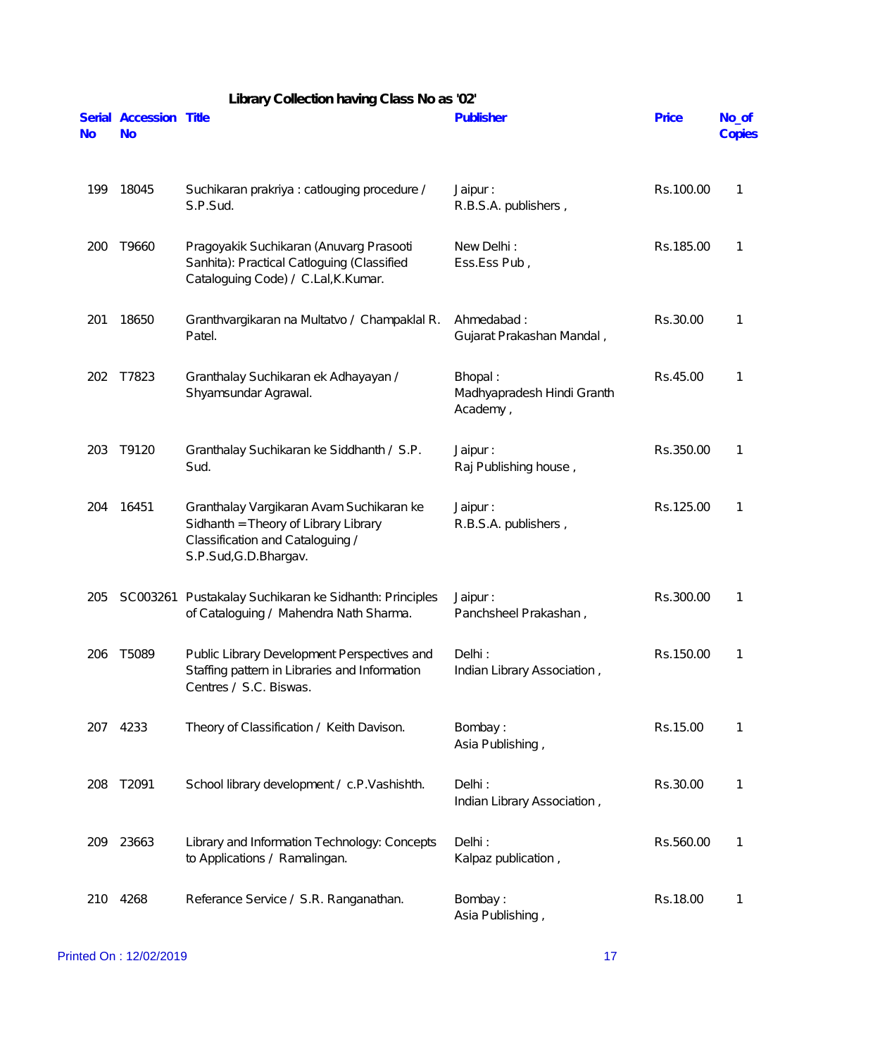### Library Collection having Class No as '02'

| Serial No | Accession No | Title | Publisher | Price | No_of Copies |
|---|---|---|---|---|---|
| 199 | 18045 | Suchikaran prakriya : catlouging procedure / S.P.Sud. | Jaipur : R.B.S.A. publishers , | Rs.100.00 | 1 |
| 200 | T9660 | Pragoyakik Suchikaran (Anuvarg Prasooti Sanhita): Practical Catloguing (Classified Cataloguing Code) / C.Lal,K.Kumar. | New Delhi : Ess.Ess Pub , | Rs.185.00 | 1 |
| 201 | 18650 | Granthvargikaran na Multatvo / Champaklal R. Patel. | Ahmedabad : Gujarat Prakashan Mandal , | Rs.30.00 | 1 |
| 202 | T7823 | Granthalay Suchikaran ek Adhayayan / Shyamsundar Agrawal. | Bhopal : Madhyapradesh Hindi Granth Academy , | Rs.45.00 | 1 |
| 203 | T9120 | Granthalay Suchikaran ke Siddhanth / S.P. Sud. | Jaipur : Raj Publishing house , | Rs.350.00 | 1 |
| 204 | 16451 | Granthalay Vargikaran Avam Suchikaran ke Sidhanth = Theory of Library Library Classification and Cataloguing / S.P.Sud,G.D.Bhargav. | Jaipur : R.B.S.A. publishers , | Rs.125.00 | 1 |
| 205 | SC003261 | Pustakalay Suchikaran ke Sidhanth: Principles of Cataloguing / Mahendra Nath Sharma. | Jaipur : Panchsheel Prakashan , | Rs.300.00 | 1 |
| 206 | T5089 | Public Library Development Perspectives and Staffing pattern in Libraries and Information Centres / S.C. Biswas. | Delhi : Indian Library Association , | Rs.150.00 | 1 |
| 207 | 4233 | Theory of Classification / Keith Davison. | Bombay : Asia Publishing , | Rs.15.00 | 1 |
| 208 | T2091 | School library development / c.P.Vashishth. | Delhi : Indian Library Association , | Rs.30.00 | 1 |
| 209 | 23663 | Library and Information Technology: Concepts to Applications / Ramalingan. | Delhi : Kalpaz publication , | Rs.560.00 | 1 |
| 210 | 4268 | Referance Service / S.R. Ranganathan. | Bombay : Asia Publishing , | Rs.18.00 | 1 |

Printed On : 12/02/2019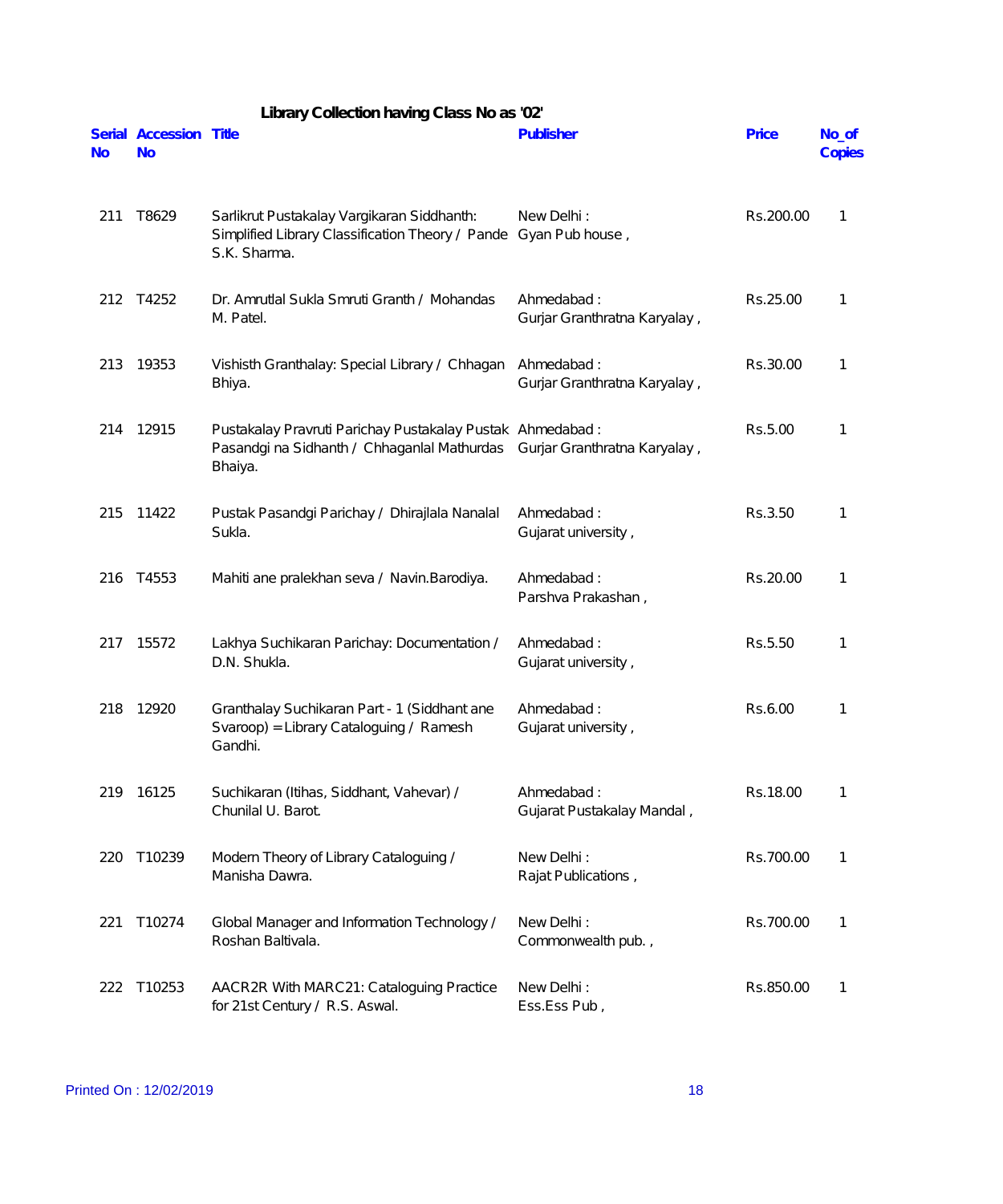## Library Collection having Class No as '02'

| Serial No | Accession No | Title | Publisher | Price | No_of Copies |
|---|---|---|---|---|---|
| 211 | T8629 | Sarlikrut Pustakalay Vargikaran Siddhanth: Simplified Library Classification Theory / Pande S.K. Sharma. | New Delhi : Gyan Pub house , | Rs.200.00 | 1 |
| 212 | T4252 | Dr. Amrutlal Sukla Smruti Granth / Mohandas M. Patel. | Ahmedabad : Gurjar Granthratna Karyalay , | Rs.25.00 | 1 |
| 213 | 19353 | Vishisth Granthalay: Special Library / Chhagan Bhiya. | Ahmedabad : Gurjar Granthratna Karyalay , | Rs.30.00 | 1 |
| 214 | 12915 | Pustakalay Pravruti Parichay Pustakalay Pustak Pasandgi na Sidhanth / Chhaganlal Mathurdas Bhaiya. | Ahmedabad : Gurjar Granthratna Karyalay , | Rs.5.00 | 1 |
| 215 | 11422 | Pustak Pasandgi Parichay / Dhirajlala Nanalal Sukla. | Ahmedabad : Gujarat university , | Rs.3.50 | 1 |
| 216 | T4553 | Mahiti ane pralekhan seva / Navin.Barodiya. | Ahmedabad : Parshva Prakashan , | Rs.20.00 | 1 |
| 217 | 15572 | Lakhya Suchikaran Parichay: Documentation / D.N. Shukla. | Ahmedabad : Gujarat university , | Rs.5.50 | 1 |
| 218 | 12920 | Granthalay Suchikaran Part - 1 (Siddhant ane Svaroop) = Library Cataloguing / Ramesh Gandhi. | Ahmedabad : Gujarat university , | Rs.6.00 | 1 |
| 219 | 16125 | Suchikaran (Itihas, Siddhant, Vahevar) / Chunilal U. Barot. | Ahmedabad : Gujarat Pustakalay Mandal , | Rs.18.00 | 1 |
| 220 | T10239 | Modern Theory of Library Cataloguing / Manisha Dawra. | New Delhi : Rajat Publications , | Rs.700.00 | 1 |
| 221 | T10274 | Global Manager and Information Technology / Roshan Baltivala. | New Delhi : Commonwealth pub. , | Rs.700.00 | 1 |
| 222 | T10253 | AACR2R With MARC21: Cataloguing Practice for 21st Century / R.S. Aswal. | New Delhi : Ess.Ess Pub , | Rs.850.00 | 1 |

Printed On : 12/02/2019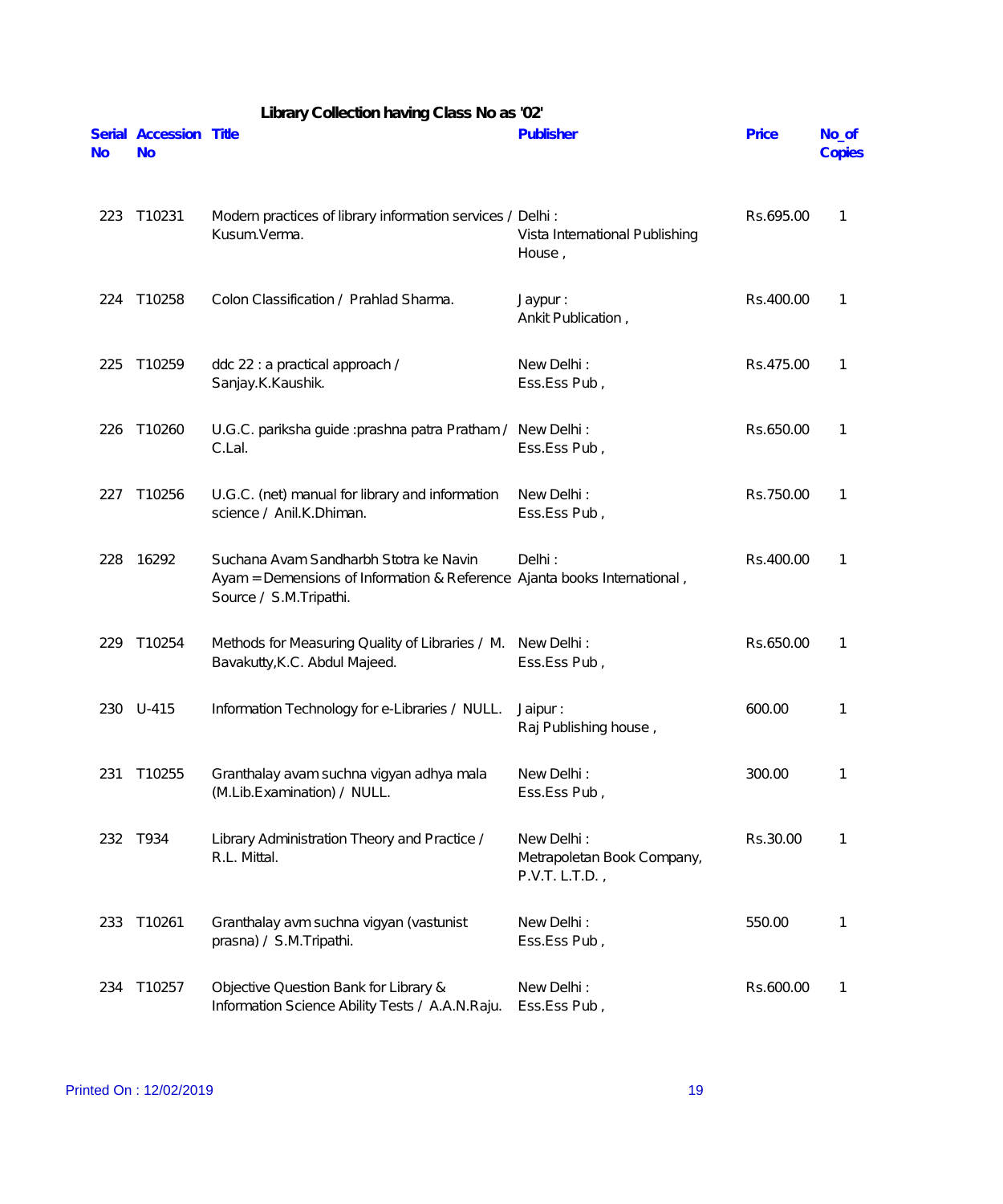## Library Collection having Class No as '02'

| Serial No | Accession No | Title | Publisher | Price | No_of Copies |
|---|---|---|---|---|---|
| 223 | T10231 | Modern practices of library information services / Kusum.Verma. | Delhi : Vista International Publishing House , | Rs.695.00 | 1 |
| 224 | T10258 | Colon Classification / Prahlad Sharma. | Jaypur : Ankit Publication , | Rs.400.00 | 1 |
| 225 | T10259 | ddc 22 : a practical approach / Sanjay.K.Kaushik. | New Delhi : Ess.Ess Pub , | Rs.475.00 | 1 |
| 226 | T10260 | U.G.C. pariksha guide :prashna patra Pratham / C.Lal. | New Delhi : Ess.Ess Pub , | Rs.650.00 | 1 |
| 227 | T10256 | U.G.C. (net) manual for library and information science / Anil.K.Dhiman. | New Delhi : Ess.Ess Pub , | Rs.750.00 | 1 |
| 228 | 16292 | Suchana Avam Sandharbh Stotra ke Navin Ayam = Demensions of Information & Reference Source / S.M.Tripathi. | Delhi : Ajanta books International , | Rs.400.00 | 1 |
| 229 | T10254 | Methods for Measuring Quality of Libraries / M. Bavakutty,K.C. Abdul Majeed. | New Delhi : Ess.Ess Pub , | Rs.650.00 | 1 |
| 230 | U-415 | Information Technology for e-Libraries / NULL. | Jaipur : Raj Publishing house , | 600.00 | 1 |
| 231 | T10255 | Granthalay avam suchna vigyan adhya mala (M.Lib.Examination) / NULL. | New Delhi : Ess.Ess Pub , | 300.00 | 1 |
| 232 | T934 | Library Administration Theory and Practice / R.L. Mittal. | New Delhi : Metrapoletan Book Company, P.V.T. L.T.D. , | Rs.30.00 | 1 |
| 233 | T10261 | Granthalay avm suchna vigyan (vastunist prasna) / S.M.Tripathi. | New Delhi : Ess.Ess Pub , | 550.00 | 1 |
| 234 | T10257 | Objective Question Bank for Library & Information Science Ability Tests / A.A.N.Raju. | New Delhi : Ess.Ess Pub , | Rs.600.00 | 1 |

Printed On : 12/02/2019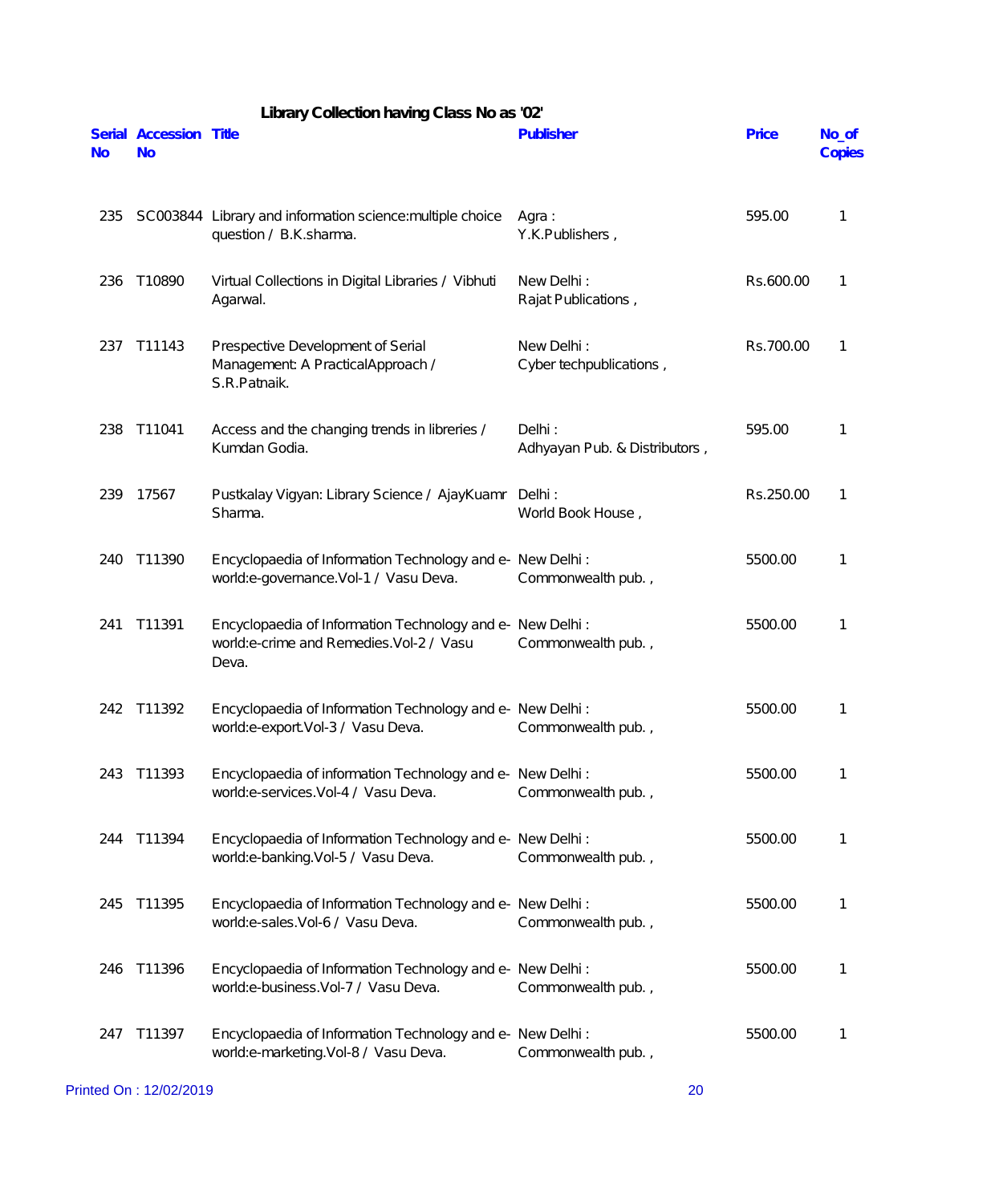## Library Collection having Class No as '02'

| Serial No | Accession No | Title | Publisher | Price | No_of Copies |
|---|---|---|---|---|---|
| 235 | SC003844 | Library and information science:multiple choice question / B.K.sharma. | Agra : Y.K.Publishers , | 595.00 | 1 |
| 236 | T10890 | Virtual Collections in Digital Libraries / Vibhuti Agarwal. | New Delhi : Rajat Publications , | Rs.600.00 | 1 |
| 237 | T11143 | Prespective Development of Serial Management: A PracticalApproach / S.R.Patnaik. | New Delhi : Cyber techpublications , | Rs.700.00 | 1 |
| 238 | T11041 | Access and the changing trends in libreries / Kumdan Godia. | Delhi : Adhyayan Pub. & Distributors , | 595.00 | 1 |
| 239 | 17567 | Pustkalay Vigyan: Library Science / AjayKuamr Sharma. | Delhi : World Book House , | Rs.250.00 | 1 |
| 240 | T11390 | Encyclopaedia of Information Technology and e-world:e-governance.Vol-1 / Vasu Deva. | New Delhi : Commonwealth pub. , | 5500.00 | 1 |
| 241 | T11391 | Encyclopaedia of Information Technology and e-world:e-crime and Remedies.Vol-2 / Vasu Deva. | New Delhi : Commonwealth pub. , | 5500.00 | 1 |
| 242 | T11392 | Encyclopaedia of Information Technology and e-world:e-export.Vol-3 / Vasu Deva. | New Delhi : Commonwealth pub. , | 5500.00 | 1 |
| 243 | T11393 | Encyclopaedia of information Technology and e-world:e-services.Vol-4 / Vasu Deva. | New Delhi : Commonwealth pub. , | 5500.00 | 1 |
| 244 | T11394 | Encyclopaedia of Information Technology and e-world:e-banking.Vol-5 / Vasu Deva. | New Delhi : Commonwealth pub. , | 5500.00 | 1 |
| 245 | T11395 | Encyclopaedia of Information Technology and e-world:e-sales.Vol-6 / Vasu Deva. | New Delhi : Commonwealth pub. , | 5500.00 | 1 |
| 246 | T11396 | Encyclopaedia of Information Technology and e-world:e-business.Vol-7 / Vasu Deva. | New Delhi : Commonwealth pub. , | 5500.00 | 1 |
| 247 | T11397 | Encyclopaedia of Information Technology and e-world:e-marketing.Vol-8 / Vasu Deva. | New Delhi : Commonwealth pub. , | 5500.00 | 1 |

Printed On : 12/02/2019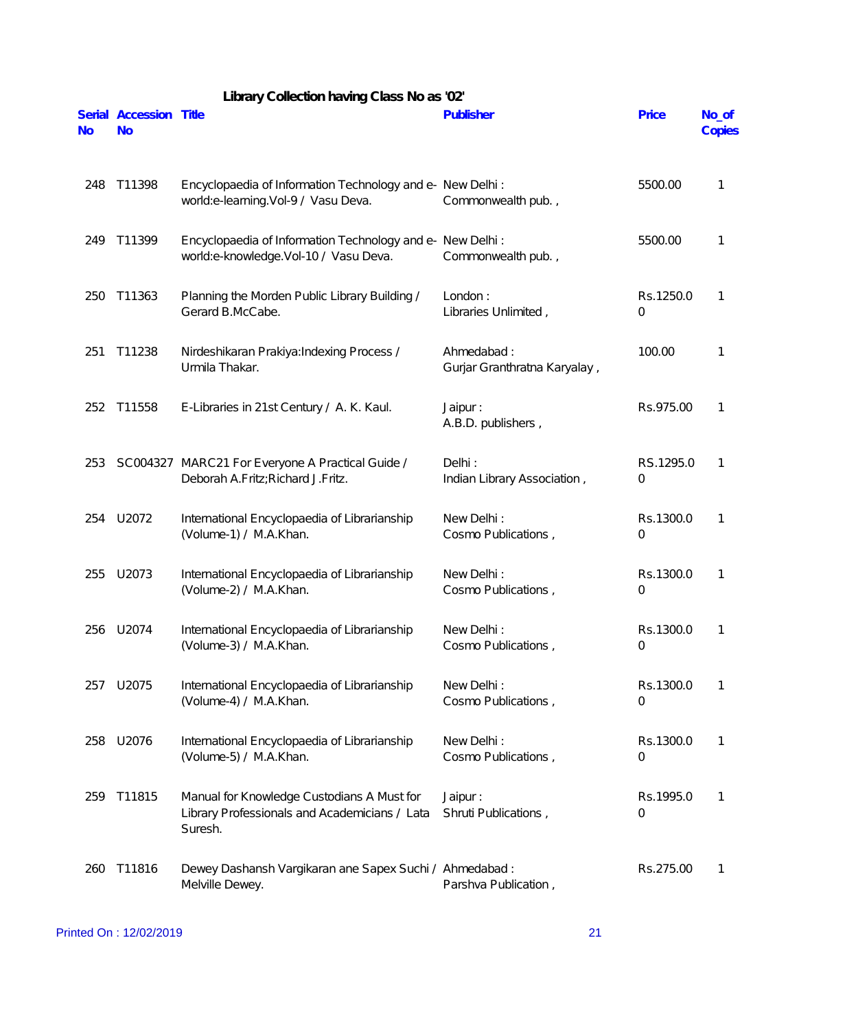## Library Collection having Class No as '02'

| Serial No | Accession No | Title | Publisher | Price | No_of Copies |
|---|---|---|---|---|---|
| 248 | T11398 | Encyclopaedia of Information Technology and e-world:e-learning.Vol-9 / Vasu Deva. | New Delhi : Commonwealth pub. , | 5500.00 | 1 |
| 249 | T11399 | Encyclopaedia of Information Technology and e-world:e-knowledge.Vol-10 / Vasu Deva. | New Delhi : Commonwealth pub. , | 5500.00 | 1 |
| 250 | T11363 | Planning the Morden Public Library Building / Gerard B.McCabe. | London : Libraries Unlimited , | Rs.1250.00 | 1 |
| 251 | T11238 | Nirdeshikaran Prakiya:Indexing Process / Urmila Thakar. | Ahmedabad : Gurjar Granthratna Karyalay , | 100.00 | 1 |
| 252 | T11558 | E-Libraries in 21st Century / A. K. Kaul. | Jaipur : A.B.D. publishers , | Rs.975.00 | 1 |
| 253 | SC004327 | MARC21 For Everyone A Practical Guide / Deborah A.Fritz;Richard J.Fritz. | Delhi : Indian Library Association , | RS.1295.00 | 1 |
| 254 | U2072 | International Encyclopaedia of Librarianship (Volume-1) / M.A.Khan. | New Delhi : Cosmo Publications , | Rs.1300.00 | 1 |
| 255 | U2073 | International Encyclopaedia of Librarianship (Volume-2) / M.A.Khan. | New Delhi : Cosmo Publications , | Rs.1300.00 | 1 |
| 256 | U2074 | International Encyclopaedia of Librarianship (Volume-3) / M.A.Khan. | New Delhi : Cosmo Publications , | Rs.1300.00 | 1 |
| 257 | U2075 | International Encyclopaedia of Librarianship (Volume-4) / M.A.Khan. | New Delhi : Cosmo Publications , | Rs.1300.00 | 1 |
| 258 | U2076 | International Encyclopaedia of Librarianship (Volume-5) / M.A.Khan. | New Delhi : Cosmo Publications , | Rs.1300.00 | 1 |
| 259 | T11815 | Manual for Knowledge Custodians A Must for Library Professionals and Academicians / Lata Suresh. | Jaipur : Shruti Publications , | Rs.1995.00 | 1 |
| 260 | T11816 | Dewey Dashansh Vargikaran ane Sapex Suchi / Melville Dewey. | Ahmedabad : Parshva Publication , | Rs.275.00 | 1 |

Printed On : 12/02/2019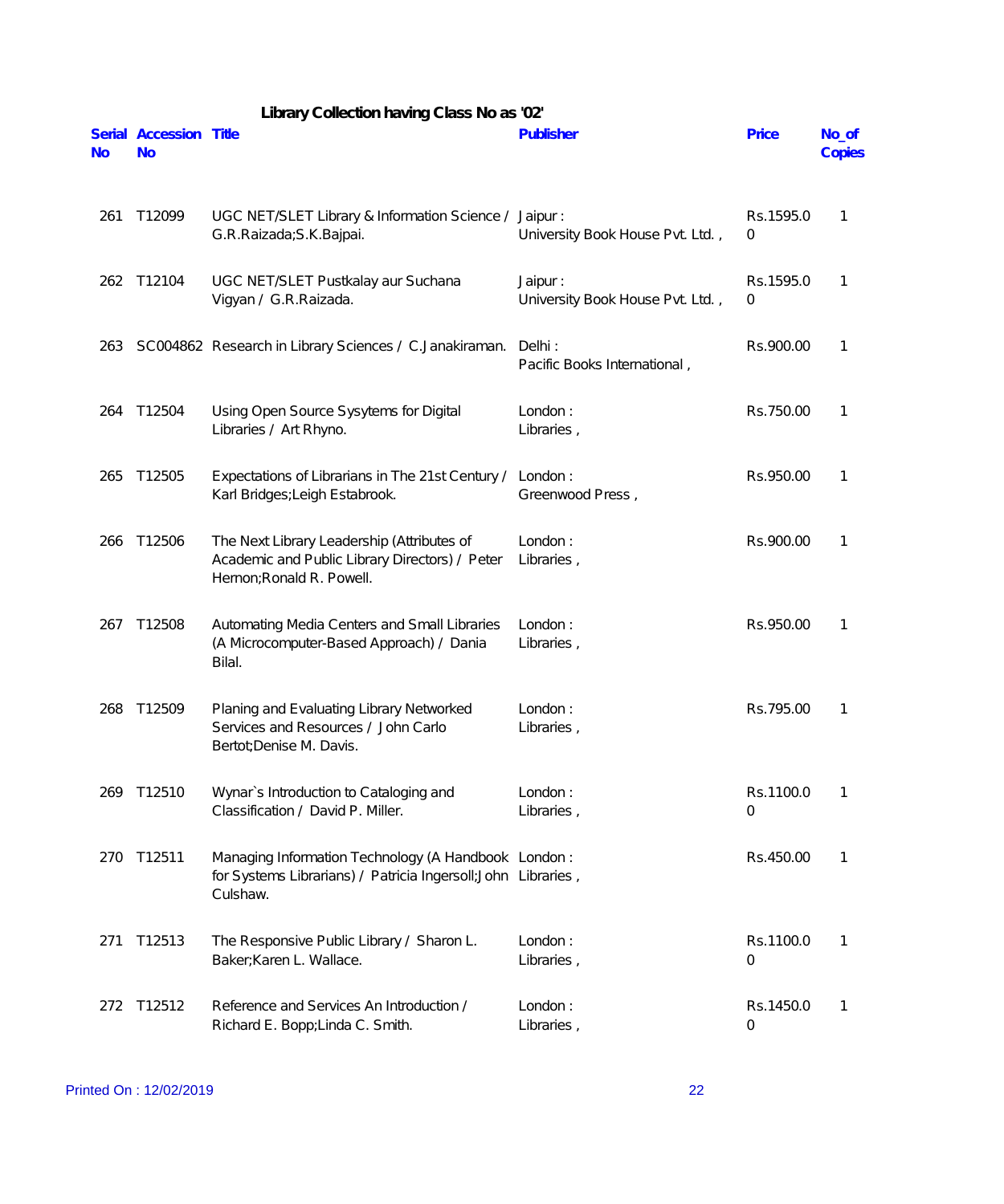## Library Collection having Class No as '02'

| Serial No | Accession No | Title | Publisher | Price | No_of Copies |
|---|---|---|---|---|---|
| 261 | T12099 | UGC NET/SLET Library & Information Science / G.R.Raizada;S.K.Bajpai. | Jaipur : University Book House Pvt. Ltd. , | Rs.1595.00 | 1 |
| 262 | T12104 | UGC NET/SLET Pustkalay aur Suchana Vigyan / G.R.Raizada. | Jaipur : University Book House Pvt. Ltd. , | Rs.1595.00 | 1 |
| 263 | SC004862 | Research in Library Sciences / C.Janakiraman. | Delhi : Pacific Books International , | Rs.900.00 | 1 |
| 264 | T12504 | Using Open Source Sysytems for Digital Libraries / Art Rhyno. | London : Libraries , | Rs.750.00 | 1 |
| 265 | T12505 | Expectations of Librarians in The 21st Century / Karl Bridges;Leigh Estabrook. | London : Greenwood Press , | Rs.950.00 | 1 |
| 266 | T12506 | The Next Library Leadership (Attributes of Academic and Public Library Directors) / Peter Hernon;Ronald R. Powell. | London : Libraries , | Rs.900.00 | 1 |
| 267 | T12508 | Automating Media Centers and Small Libraries (A Microcomputer-Based Approach) / Dania Bilal. | London : Libraries , | Rs.950.00 | 1 |
| 268 | T12509 | Planing and Evaluating Library Networked Services and Resources / John Carlo Bertot;Denise M. Davis. | London : Libraries , | Rs.795.00 | 1 |
| 269 | T12510 | Wynar`s Introduction to Cataloging and Classification / David P. Miller. | London : Libraries , | Rs.1100.00 | 1 |
| 270 | T12511 | Managing Information Technology (A Handbook for Systems Librarians) / Patricia Ingersoll;John Culshaw. | London : Libraries , | Rs.450.00 | 1 |
| 271 | T12513 | The Responsive Public Library / Sharon L. Baker;Karen L. Wallace. | London : Libraries , | Rs.1100.00 | 1 |
| 272 | T12512 | Reference and Services An Introduction / Richard E. Bopp;Linda C. Smith. | London : Libraries , | Rs.1450.00 | 1 |

Printed On : 12/02/2019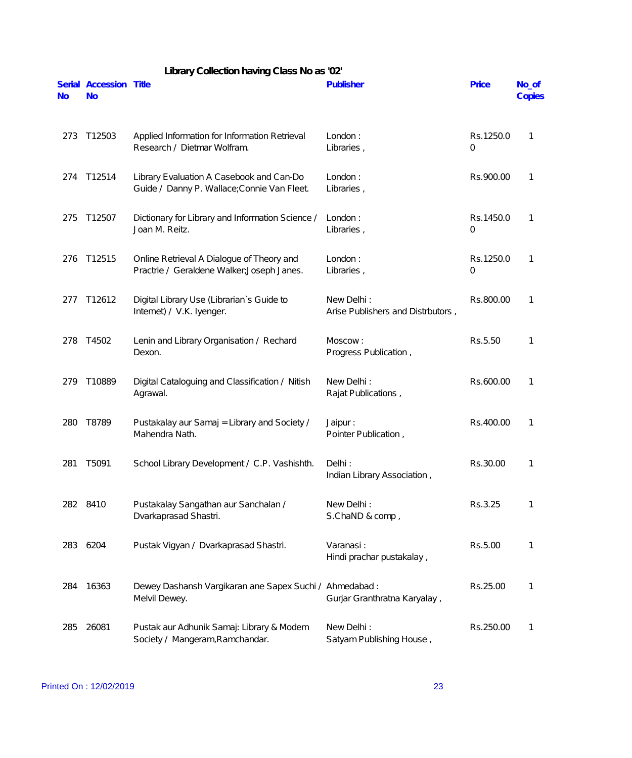**Library Collection having Class No as '02'**

| Serial No | Accession No | Title | Publisher | Price | No_of Copies |
|---|---|---|---|---|---|
| 273 | T12503 | Applied Information for Information Retrieval Research / Dietmar Wolfram. | London : Libraries , | Rs.1250.00 | 1 |
| 274 | T12514 | Library Evaluation A Casebook and Can-Do Guide / Danny P. Wallace;Connie Van Fleet. | London : Libraries , | Rs.900.00 | 1 |
| 275 | T12507 | Dictionary for Library and Information Science / Joan M. Reitz. | London : Libraries , | Rs.1450.00 | 1 |
| 276 | T12515 | Online Retrieval A Dialogue of Theory and Practrie / Geraldene Walker;Joseph Janes. | London : Libraries , | Rs.1250.00 | 1 |
| 277 | T12612 | Digital Library Use (Librarian`s Guide to Internet) / V.K. Iyenger. | New Delhi : Arise Publishers and Distrbutors , | Rs.800.00 | 1 |
| 278 | T4502 | Lenin and Library Organisation / Rechard Dexon. | Moscow : Progress Publication , | Rs.5.50 | 1 |
| 279 | T10889 | Digital Cataloguing and Classification / Nitish Agrawal. | New Delhi : Rajat Publications , | Rs.600.00 | 1 |
| 280 | T8789 | Pustakalay aur Samaj = Library and Society / Mahendra Nath. | Jaipur : Pointer Publication , | Rs.400.00 | 1 |
| 281 | T5091 | School Library Development / C.P. Vashishth. | Delhi : Indian Library Association , | Rs.30.00 | 1 |
| 282 | 8410 | Pustakalay Sangathan aur Sanchalan / Dvarkaprasad Shastri. | New Delhi : S.ChaND & comp , | Rs.3.25 | 1 |
| 283 | 6204 | Pustak Vigyan / Dvarkaprasad Shastri. | Varanasi : Hindi prachar pustakalay , | Rs.5.00 | 1 |
| 284 | 16363 | Dewey Dashansh Vargikaran ane Sapex Suchi / Melvil Dewey. | Ahmedabad : Gurjar Granthratna Karyalay , | Rs.25.00 | 1 |
| 285 | 26081 | Pustak aur Adhunik Samaj: Library & Modern Society / Mangeram,Ramchandar. | New Delhi : Satyam Publishing House , | Rs.250.00 | 1 |

Printed On : 12/02/2019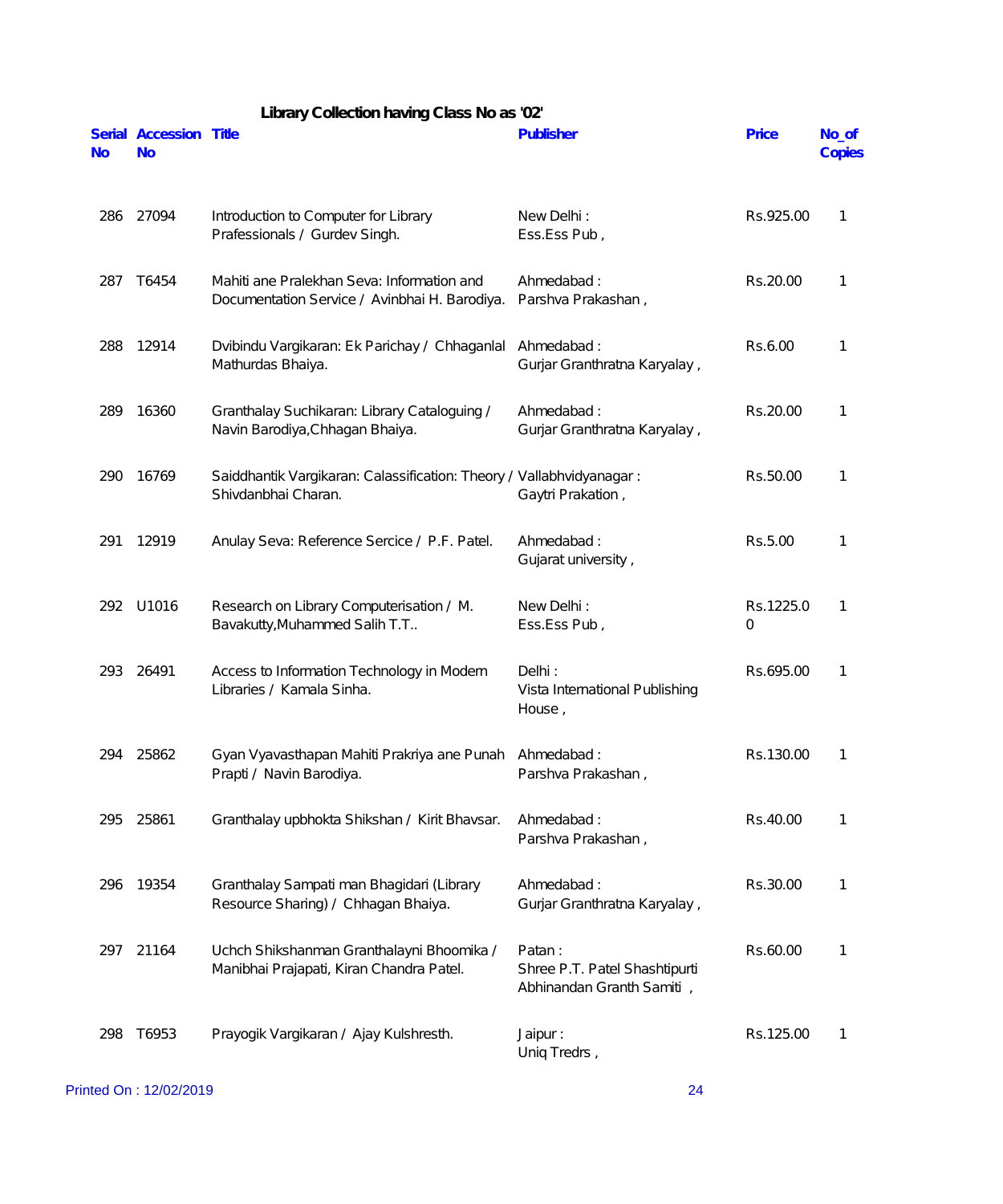## Library Collection having Class No as '02'

| Serial No | Accession No | Title | Publisher | Price | No_of Copies |
|---|---|---|---|---|---|
| 286 | 27094 | Introduction to Computer for Library Prafessionals / Gurdev Singh. | New Delhi : Ess.Ess Pub , | Rs.925.00 | 1 |
| 287 | T6454 | Mahiti ane Pralekhan Seva: Information and Documentation Service / Avinbhai H. Barodiya. | Ahmedabad : Parshva Prakashan , | Rs.20.00 | 1 |
| 288 | 12914 | Dvibindu Vargikaran: Ek Parichay / Chhaganlal Mathurdas Bhaiya. | Ahmedabad : Gurjar Granthratna Karyalay , | Rs.6.00 | 1 |
| 289 | 16360 | Granthalay Suchikaran: Library Cataloguing / Navin Barodiya,Chhagan Bhaiya. | Ahmedabad : Gurjar Granthratna Karyalay , | Rs.20.00 | 1 |
| 290 | 16769 | Saiddhantik Vargikaran: Calassification: Theory / Shivdanbhai Charan. | Vallabhvidyanagar : Gaytri Prakation , | Rs.50.00 | 1 |
| 291 | 12919 | Anulay Seva: Reference Sercice / P.F. Patel. | Ahmedabad : Gujarat university , | Rs.5.00 | 1 |
| 292 | U1016 | Research on Library Computerisation / M. Bavakutty,Muhammed Salih T.T.. | New Delhi : Ess.Ess Pub , | Rs.1225.00 | 1 |
| 293 | 26491 | Access to Information Technology in Modern Libraries / Kamala Sinha. | Delhi : Vista International Publishing House , | Rs.695.00 | 1 |
| 294 | 25862 | Gyan Vyavasthapan Mahiti Prakriya ane Punah Prapti / Navin Barodiya. | Ahmedabad : Parshva Prakashan , | Rs.130.00 | 1 |
| 295 | 25861 | Granthalay upbhokta Shikshan / Kirit Bhavsar. | Ahmedabad : Parshva Prakashan , | Rs.40.00 | 1 |
| 296 | 19354 | Granthalay Sampati man Bhagidari (Library Resource Sharing) / Chhagan Bhaiya. | Ahmedabad : Gurjar Granthratna Karyalay , | Rs.30.00 | 1 |
| 297 | 21164 | Uchch Shikshanman Granthalayni Bhoomika / Manibhai Prajapati, Kiran Chandra Patel. | Patan : Shree P.T. Patel Shashtipurti Abhinandan Granth Samiti , | Rs.60.00 | 1 |
| 298 | T6953 | Prayogik Vargikaran / Ajay Kulshresth. | Jaipur : Uniq Tredrs , | Rs.125.00 | 1 |

Printed On : 12/02/2019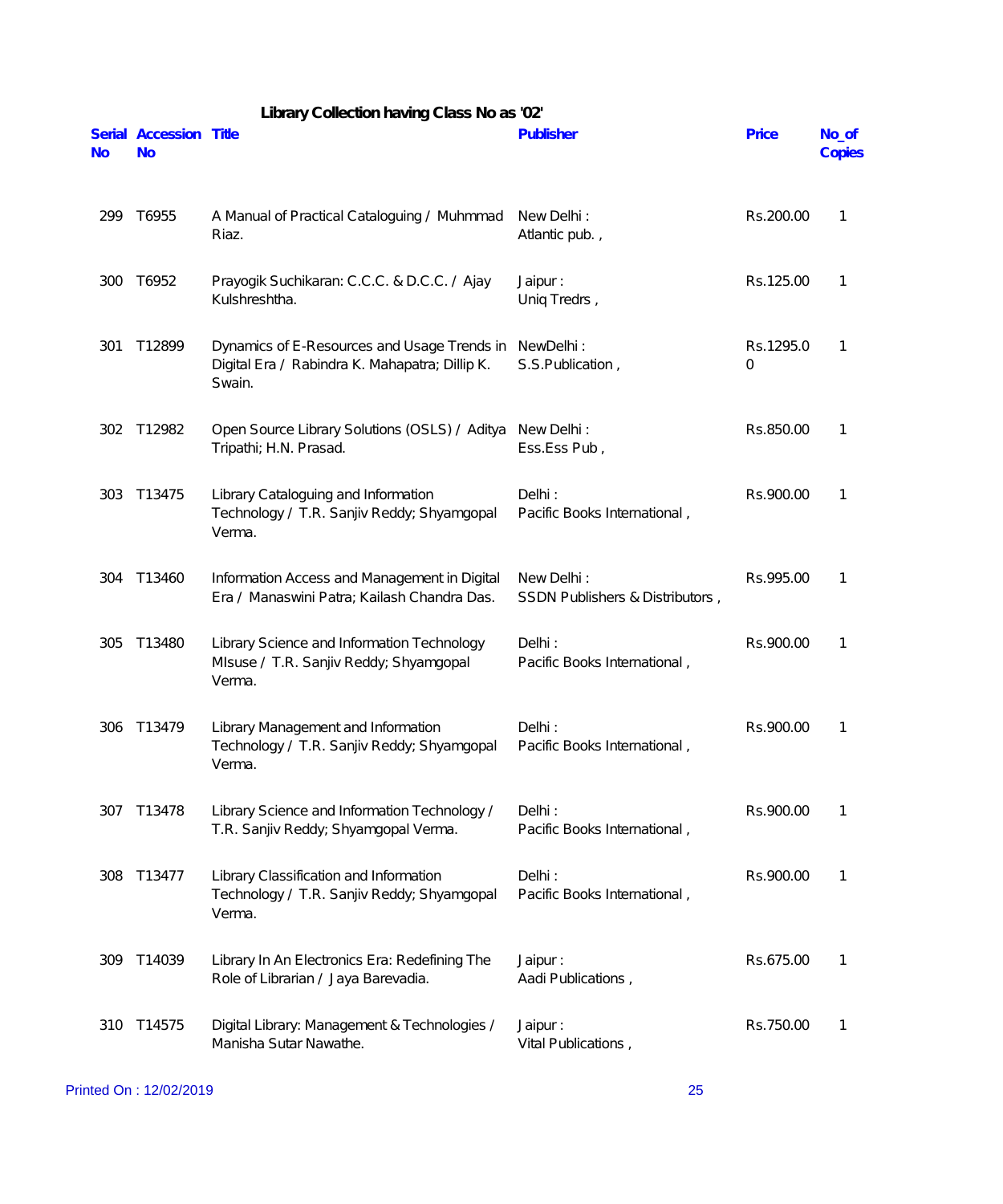### Library Collection having Class No as '02'

| Serial No | Accession No | Title | Publisher | Price | No_of Copies |
|---|---|---|---|---|---|
| 299 | T6955 | A Manual of Practical Cataloguing / Muhmmad Riaz. | New Delhi : Atlantic pub. , | Rs.200.00 | 1 |
| 300 | T6952 | Prayogik Suchikaran: C.C.C. & D.C.C. / Ajay Kulshreshtha. | Jaipur : Uniq Tredrs , | Rs.125.00 | 1 |
| 301 | T12899 | Dynamics of E-Resources and Usage Trends in Digital Era / Rabindra K. Mahapatra; Dillip K. Swain. | NewDelhi : S.S.Publication , | Rs.1295.00 | 1 |
| 302 | T12982 | Open Source Library Solutions (OSLS) / Aditya Tripathi; H.N. Prasad. | New Delhi : Ess.Ess Pub , | Rs.850.00 | 1 |
| 303 | T13475 | Library Cataloguing and Information Technology / T.R. Sanjiv Reddy; Shyamgopal Verma. | Delhi : Pacific Books International , | Rs.900.00 | 1 |
| 304 | T13460 | Information Access and Management in Digital Era / Manaswini Patra; Kailash Chandra Das. | New Delhi : SSDN Publishers & Distributors , | Rs.995.00 | 1 |
| 305 | T13480 | Library Science and Information Technology MIsuse / T.R. Sanjiv Reddy; Shyamgopal Verma. | Delhi : Pacific Books International , | Rs.900.00 | 1 |
| 306 | T13479 | Library Management and Information Technology / T.R. Sanjiv Reddy; Shyamgopal Verma. | Delhi : Pacific Books International , | Rs.900.00 | 1 |
| 307 | T13478 | Library Science and Information Technology / T.R. Sanjiv Reddy; Shyamgopal Verma. | Delhi : Pacific Books International , | Rs.900.00 | 1 |
| 308 | T13477 | Library Classification and Information Technology / T.R. Sanjiv Reddy; Shyamgopal Verma. | Delhi : Pacific Books International , | Rs.900.00 | 1 |
| 309 | T14039 | Library In An Electronics Era: Redefining The Role of Librarian / Jaya Barevadia. | Jaipur : Aadi Publications , | Rs.675.00 | 1 |
| 310 | T14575 | Digital Library: Management & Technologies / Manisha Sutar Nawathe. | Jaipur : Vital Publications , | Rs.750.00 | 1 |

Printed On : 12/02/2019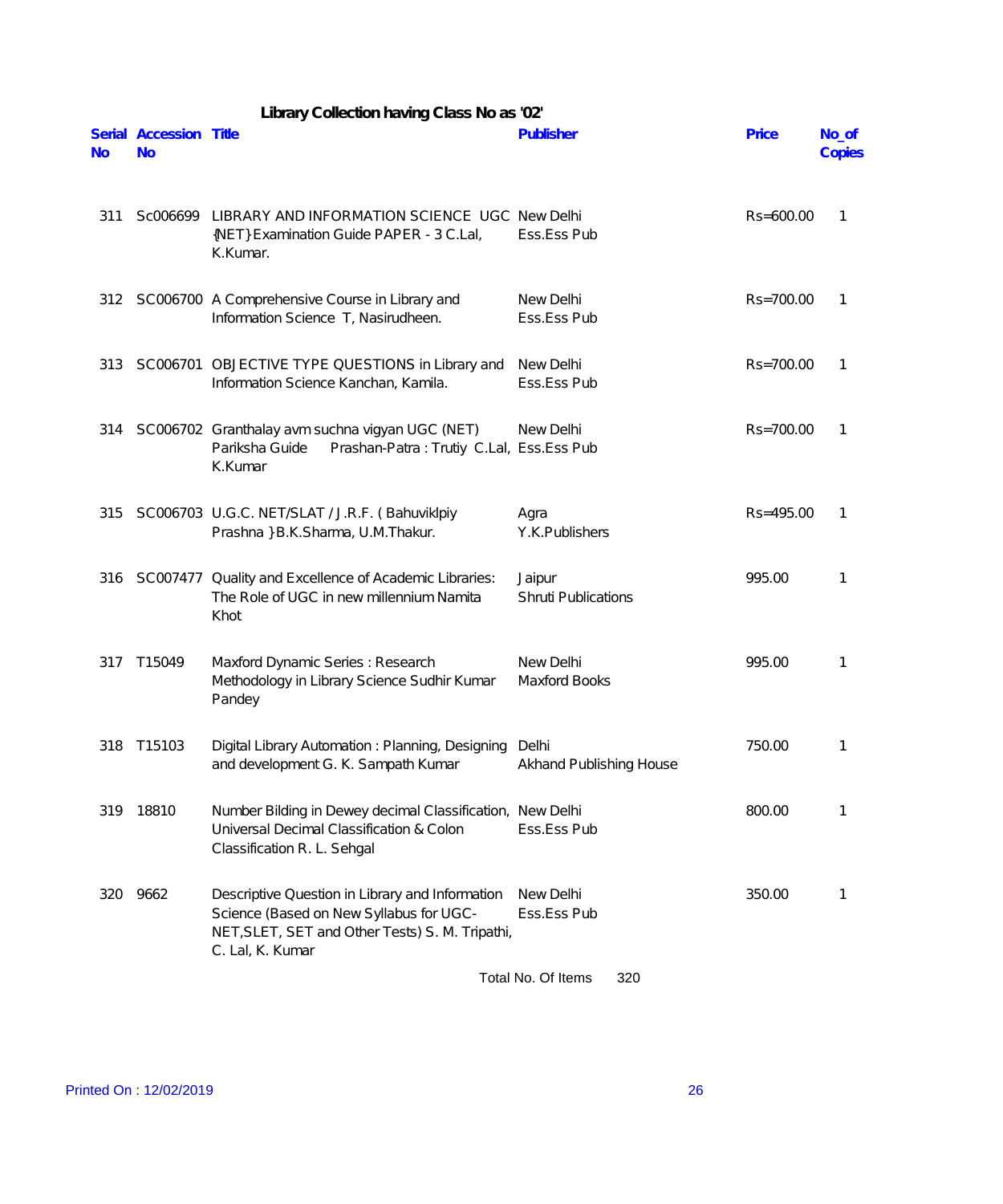## Library Collection having Class No as '02'

| Serial No | Accession No | Title | Publisher | Price | No_of Copies |
|---|---|---|---|---|---|
| 311 | Sc006699 | LIBRARY AND INFORMATION SCIENCE UGC {NET} Examination Guide PAPER - 3 C.Lal, K.Kumar. | New Delhi Ess.Ess Pub | Rs=600.00 | 1 |
| 312 | SC006700 | A Comprehensive Course in Library and Information Science T, Nasirudheen. | New Delhi Ess.Ess Pub | Rs=700.00 | 1 |
| 313 | SC006701 | OBJECTIVE TYPE QUESTIONS in Library and Information Science Kanchan, Kamila. | New Delhi Ess.Ess Pub | Rs=700.00 | 1 |
| 314 | SC006702 | Granthalay avm suchna vigyan UGC (NET) Pariksha Guide Prashan-Patra : Trutiy C.Lal, K.Kumar | New Delhi Ess.Ess Pub | Rs=700.00 | 1 |
| 315 | SC006703 | U.G.C. NET/SLAT / J.R.F. ( Bahuviklpiy Prashna } B.K.Sharma, U.M.Thakur. | Agra Y.K.Publishers | Rs=495.00 | 1 |
| 316 | SC007477 | Quality and Excellence of Academic Libraries: The Role of UGC in new millennium Namita Khot | Jaipur Shruti Publications | 995.00 | 1 |
| 317 | T15049 | Maxford Dynamic Series : Research Methodology in Library Science Sudhir Kumar Pandey | New Delhi Maxford Books | 995.00 | 1 |
| 318 | T15103 | Digital Library Automation : Planning, Designing and development G. K. Sampath Kumar | Delhi Akhand Publishing House | 750.00 | 1 |
| 319 | 18810 | Number Bilding in Dewey decimal Classification, Universal Decimal Classification & Colon Classification R. L. Sehgal | New Delhi Ess.Ess Pub | 800.00 | 1 |
| 320 | 9662 | Descriptive Question in Library and Information Science (Based on New Syllabus for UGC-NET,SLET, SET and Other Tests) S. M. Tripathi, C. Lal, K. Kumar | New Delhi Ess.Ess Pub | 350.00 | 1 |

Total No. Of Items 320

Printed On : 12/02/2019